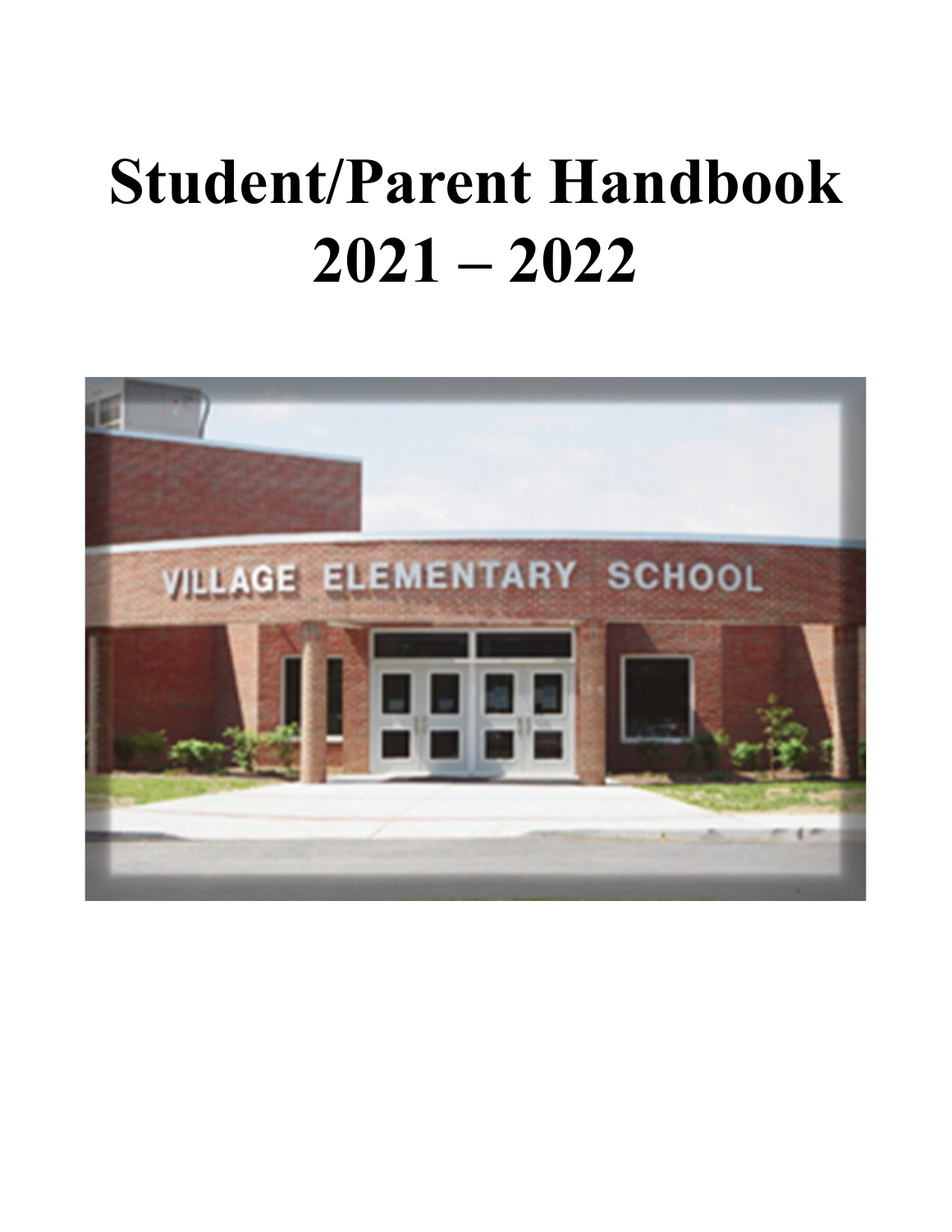# Student/Parent Handbook
# 2021 – 2022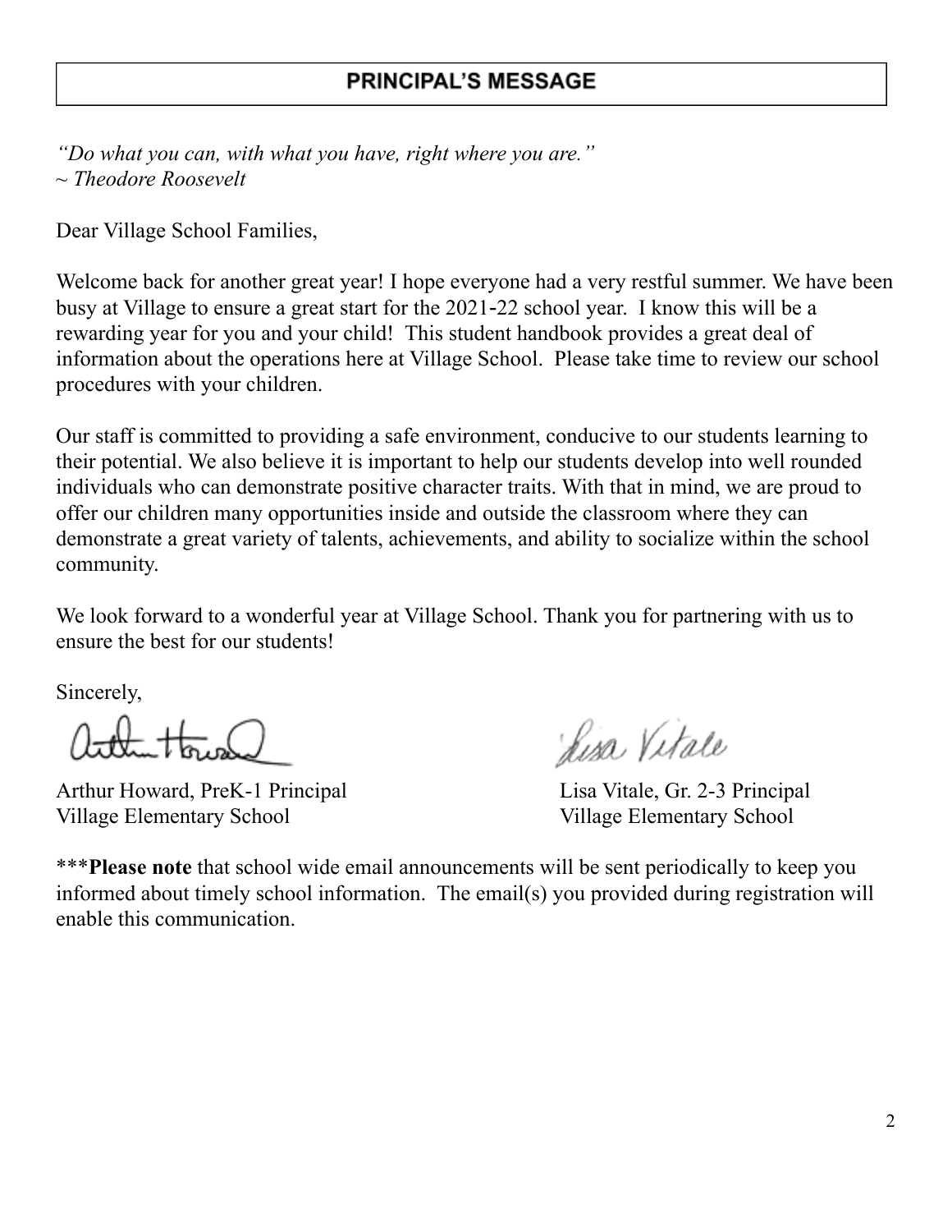# PRINCIPAL'S MESSAGE

*"Do what you can, with what you have, right where you are."*
*~ Theodore Roosevelt*

Dear Village School Families,

Welcome back for another great year! I hope everyone had a very restful summer. We have been busy at Village to ensure a great start for the 2021-22 school year. I know this will be a rewarding year for you and your child! This student handbook provides a great deal of information about the operations here at Village School. Please take time to review our school procedures with your children.

Our staff is committed to providing a safe environment, conducive to our students learning to their potential. We also believe it is important to help our students develop into well rounded individuals who can demonstrate positive character traits. With that in mind, we are proud to offer our children many opportunities inside and outside the classroom where they can demonstrate a great variety of talents, achievements, and ability to socialize within the school community.

We look forward to a wonderful year at Village School. Thank you for partnering with us to ensure the best for our students!

Sincerely,

Arthur Howard, PreK-1 Principal
Village Elementary School

Lisa Vitale, Gr. 2-3 Principal
Village Elementary School

***__Please note__ that school wide email announcements will be sent periodically to keep you informed about timely school information. The email(s) you provided during registration will enable this communication.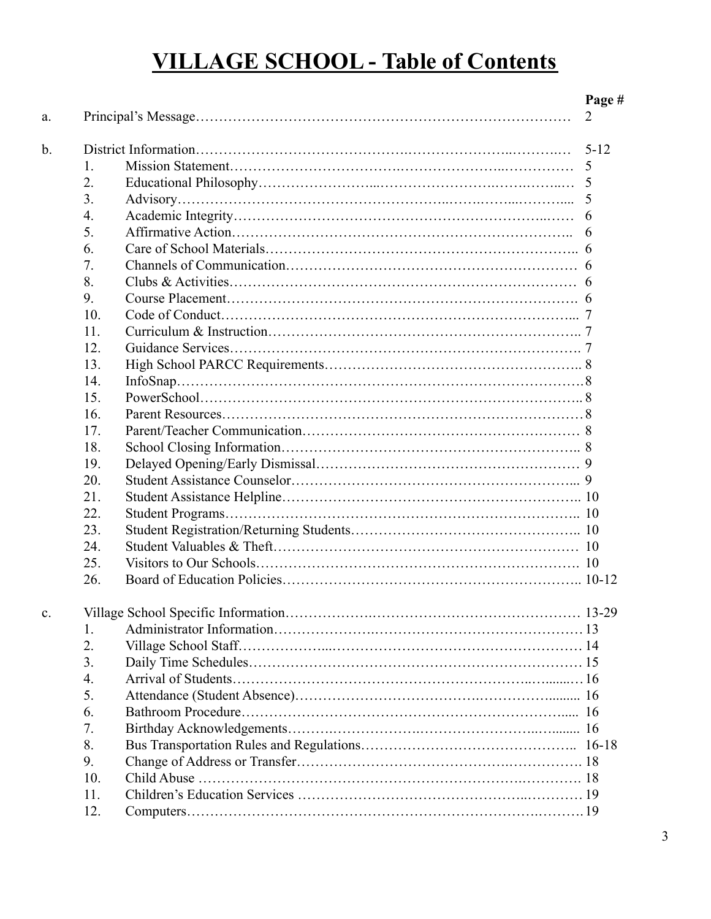# VILLAGE SCHOOL - Table of Contents

| | | | Page # |
|---|---|---|---|
| a. | Principal's Message | | 2 |
| b. | District Information | | 5-12 |
| | 1. | Mission Statement | 5 |
| | 2. | Educational Philosophy | 5 |
| | 3. | Advisory | 5 |
| | 4. | Academic Integrity | 6 |
| | 5. | Affirmative Action | 6 |
| | 6. | Care of School Materials | 6 |
| | 7. | Channels of Communication | 6 |
| | 8. | Clubs & Activities | 6 |
| | 9. | Course Placement | 6 |
| | 10. | Code of Conduct | 7 |
| | 11. | Curriculum & Instruction | 7 |
| | 12. | Guidance Services | 7 |
| | 13. | High School PARCC Requirements | 8 |
| | 14. | InfoSnap | 8 |
| | 15. | PowerSchool | 8 |
| | 16. | Parent Resources | 8 |
| | 17. | Parent/Teacher Communication | 8 |
| | 18. | School Closing Information | 8 |
| | 19. | Delayed Opening/Early Dismissal | 9 |
| | 20. | Student Assistance Counselor | 9 |
| | 21. | Student Assistance Helpline | 10 |
| | 22. | Student Programs | 10 |
| | 23. | Student Registration/Returning Students | 10 |
| | 24. | Student Valuables & Theft | 10 |
| | 25. | Visitors to Our Schools | 10 |
| | 26. | Board of Education Policies | 10-12 |
| c. | Village School Specific Information | | 13-29 |
| | 1. | Administrator Information | 13 |
| | 2. | Village School Staff | 14 |
| | 3. | Daily Time Schedules | 15 |
| | 4. | Arrival of Students | 16 |
| | 5. | Attendance (Student Absence) | 16 |
| | 6. | Bathroom Procedure | 16 |
| | 7. | Birthday Acknowledgements | 16 |
| | 8. | Bus Transportation Rules and Regulations | 16-18 |
| | 9. | Change of Address or Transfer | 18 |
| | 10. | Child Abuse | 18 |
| | 11. | Children's Education Services | 19 |
| | 12. | Computers | 19 |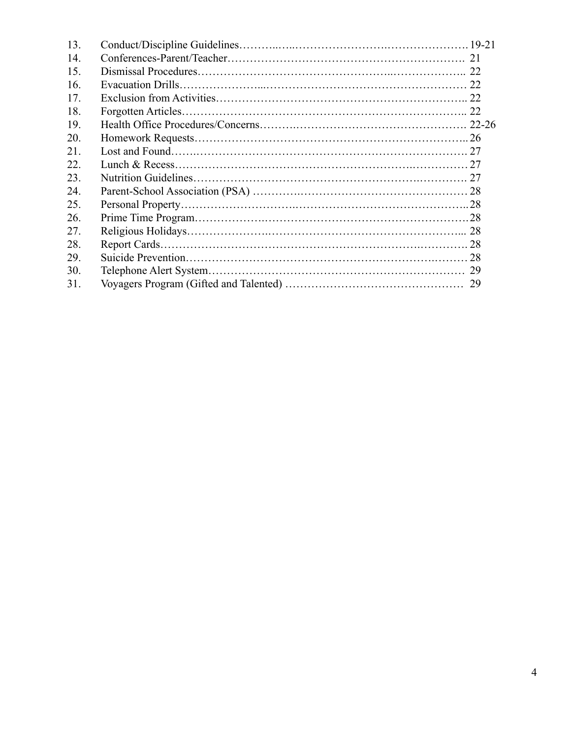13. Conduct/Discipline Guidelines……….…..…………………….………………….19-21
14. Conferences-Parent/Teacher……………………………………………………. 21
15. Dismissal Procedures…………………………………………..……………….. 22
16. Evacuation Drills………………...……………………………………………… 22
17. Exclusion from Activities………………………………………….………….….. 22
18. Forgotten Articles…………………………………………………………….….. 22
19. Health Office Procedures/Concerns…………….………………………………….22-26
20. Homework Requests……………………………………………………………...26
21. Lost and Found…….……………………………………………………………. 27
22. Lunch & Recess…………………………………………………….…………… 27
23. Nutrition Guidelines………………………………………………….………….. 27
24. Parent-School Association (PSA) ……………….………………………………… 28
25. Personal Property……………………….……………………………………...28
26. Prime Time Program……………….…………………………………………….28
27. Religious Holidays…………………….………………………………………... 28
28. Report Cards…………………………………………………………….…………. 28
29. Suicide Prevention…………………………………………………….……… 28
30. Telephone Alert System…………………………….………….………….…… 29
31. Voyagers Program (Gifted and Talented) ………………………………………… 29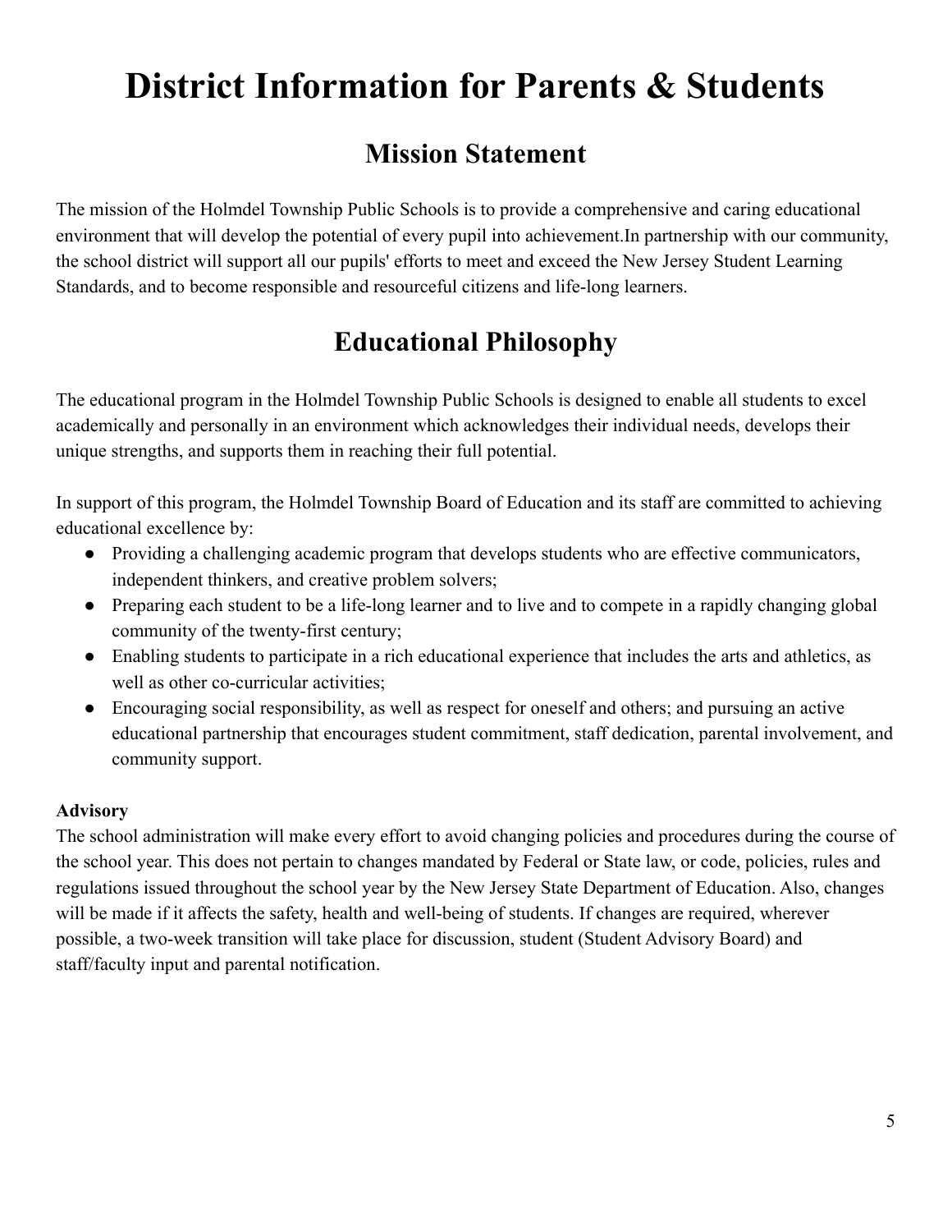# District Information for Parents & Students

## Mission Statement

The mission of the Holmdel Township Public Schools is to provide a comprehensive and caring educational environment that will develop the potential of every pupil into achievement.In partnership with our community, the school district will support all our pupils' efforts to meet and exceed the New Jersey Student Learning Standards, and to become responsible and resourceful citizens and life-long learners.

## Educational Philosophy

The educational program in the Holmdel Township Public Schools is designed to enable all students to excel academically and personally in an environment which acknowledges their individual needs, develops their unique strengths, and supports them in reaching their full potential.

In support of this program, the Holmdel Township Board of Education and its staff are committed to achieving educational excellence by:

- Providing a challenging academic program that develops students who are effective communicators, independent thinkers, and creative problem solvers;
- Preparing each student to be a life-long learner and to live and to compete in a rapidly changing global community of the twenty-first century;
- Enabling students to participate in a rich educational experience that includes the arts and athletics, as well as other co-curricular activities;
- Encouraging social responsibility, as well as respect for oneself and others; and pursuing an active educational partnership that encourages student commitment, staff dedication, parental involvement, and community support.

**Advisory**

The school administration will make every effort to avoid changing policies and procedures during the course of the school year. This does not pertain to changes mandated by Federal or State law, or code, policies, rules and regulations issued throughout the school year by the New Jersey State Department of Education. Also, changes will be made if it affects the safety, health and well-being of students. If changes are required, wherever possible, a two-week transition will take place for discussion, student (Student Advisory Board) and staff/faculty input and parental notification.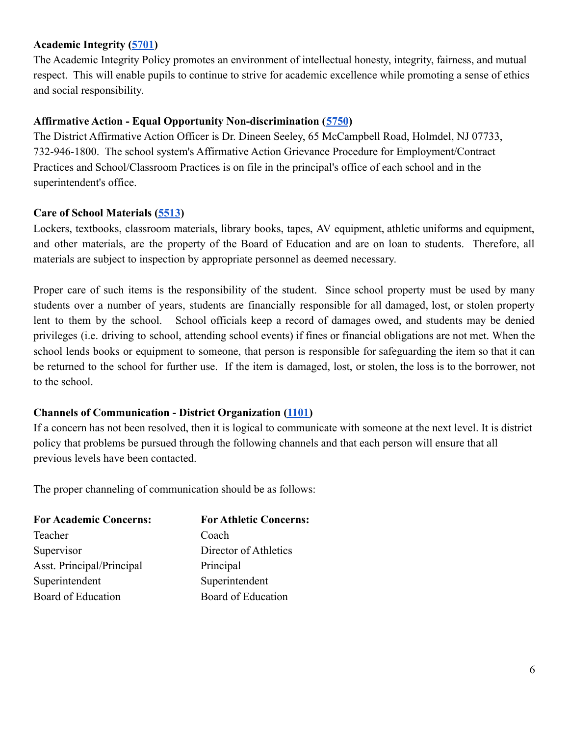**Academic Integrity (5701)**
The Academic Integrity Policy promotes an environment of intellectual honesty, integrity, fairness, and mutual respect. This will enable pupils to continue to strive for academic excellence while promoting a sense of ethics and social responsibility.

**Affirmative Action - Equal Opportunity Non-discrimination (5750)**
The District Affirmative Action Officer is Dr. Dineen Seeley, 65 McCampbell Road, Holmdel, NJ 07733, 732-946-1800. The school system's Affirmative Action Grievance Procedure for Employment/Contract Practices and School/Classroom Practices is on file in the principal's office of each school and in the superintendent's office.

**Care of School Materials (5513)**
Lockers, textbooks, classroom materials, library books, tapes, AV equipment, athletic uniforms and equipment, and other materials, are the property of the Board of Education and are on loan to students. Therefore, all materials are subject to inspection by appropriate personnel as deemed necessary.

Proper care of such items is the responsibility of the student. Since school property must be used by many students over a number of years, students are financially responsible for all damaged, lost, or stolen property lent to them by the school. School officials keep a record of damages owed, and students may be denied privileges (i.e. driving to school, attending school events) if fines or financial obligations are not met. When the school lends books or equipment to someone, that person is responsible for safeguarding the item so that it can be returned to the school for further use. If the item is damaged, lost, or stolen, the loss is to the borrower, not to the school.

**Channels of Communication - District Organization (1101)**
If a concern has not been resolved, then it is logical to communicate with someone at the next level. It is district policy that problems be pursued through the following channels and that each person will ensure that all previous levels have been contacted.

The proper channeling of communication should be as follows:

| For Academic Concerns: | For Athletic Concerns: |
| --- | --- |
| Teacher | Coach |
| Supervisor | Director of Athletics |
| Asst. Principal/Principal | Principal |
| Superintendent | Superintendent |
| Board of Education | Board of Education |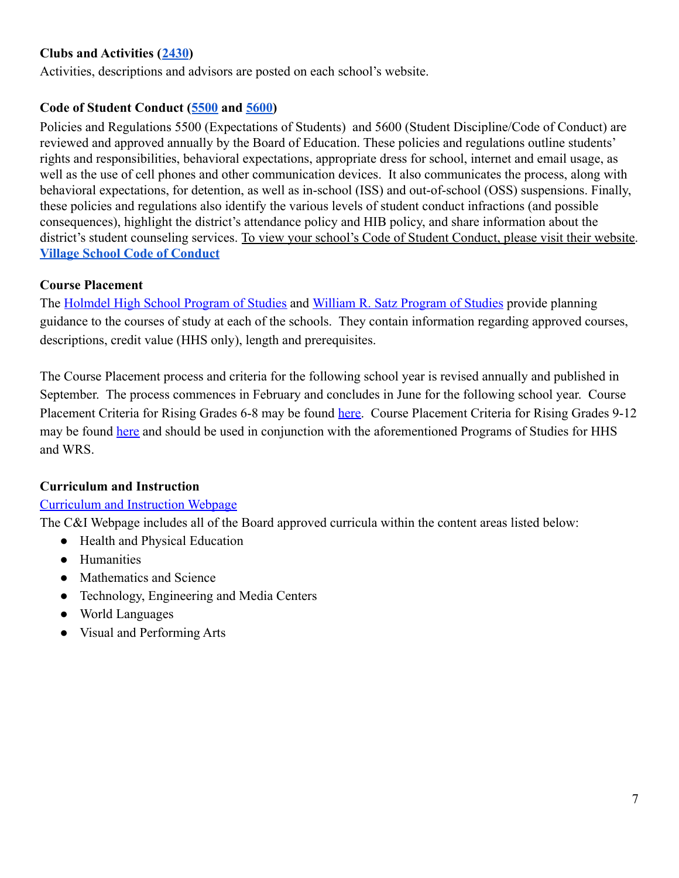**Clubs and Activities (2430)**

Activities, descriptions and advisors are posted on each school's website.

**Code of Student Conduct (5500 and 5600)**

Policies and Regulations 5500 (Expectations of Students) and 5600 (Student Discipline/Code of Conduct) are reviewed and approved annually by the Board of Education. These policies and regulations outline students' rights and responsibilities, behavioral expectations, appropriate dress for school, internet and email usage, as well as the use of cell phones and other communication devices. It also communicates the process, along with behavioral expectations, for detention, as well as in-school (ISS) and out-of-school (OSS) suspensions. Finally, these policies and regulations also identify the various levels of student conduct infractions (and possible consequences), highlight the district's attendance policy and HIB policy, and share information about the district's student counseling services. To view your school's Code of Student Conduct, please visit their website.
**Village School Code of Conduct**

**Course Placement**

The Holmdel High School Program of Studies and William R. Satz Program of Studies provide planning guidance to the courses of study at each of the schools. They contain information regarding approved courses, descriptions, credit value (HHS only), length and prerequisites.

The Course Placement process and criteria for the following school year is revised annually and published in September. The process commences in February and concludes in June for the following school year. Course Placement Criteria for Rising Grades 6-8 may be found here. Course Placement Criteria for Rising Grades 9-12 may be found here and should be used in conjunction with the aforementioned Programs of Studies for HHS and WRS.

**Curriculum and Instruction**

Curriculum and Instruction Webpage

The C&I Webpage includes all of the Board approved curricula within the content areas listed below:

- Health and Physical Education
- Humanities
- Mathematics and Science
- Technology, Engineering and Media Centers
- World Languages
- Visual and Performing Arts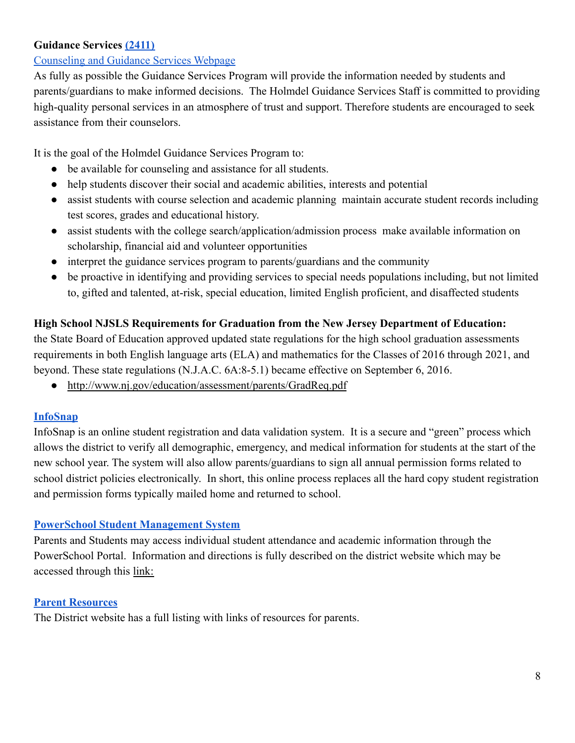**Guidance Services (2411)**

Counseling and Guidance Services Webpage

As fully as possible the Guidance Services Program will provide the information needed by students and parents/guardians to make informed decisions. The Holmdel Guidance Services Staff is committed to providing high-quality personal services in an atmosphere of trust and support. Therefore students are encouraged to seek assistance from their counselors.

It is the goal of the Holmdel Guidance Services Program to:

- be available for counseling and assistance for all students.
- help students discover their social and academic abilities, interests and potential
- assist students with course selection and academic planning maintain accurate student records including test scores, grades and educational history.
- assist students with the college search/application/admission process make available information on scholarship, financial aid and volunteer opportunities
- interpret the guidance services program to parents/guardians and the community
- be proactive in identifying and providing services to special needs populations including, but not limited to, gifted and talented, at-risk, special education, limited English proficient, and disaffected students

**High School NJSLS Requirements for Graduation from the New Jersey Department of Education:**
the State Board of Education approved updated state regulations for the high school graduation assessments requirements in both English language arts (ELA) and mathematics for the Classes of 2016 through 2021, and beyond. These state regulations (N.J.A.C. 6A:8-5.1) became effective on September 6, 2016.

- http://www.nj.gov/education/assessment/parents/GradReq.pdf

**InfoSnap**

InfoSnap is an online student registration and data validation system. It is a secure and "green" process which allows the district to verify all demographic, emergency, and medical information for students at the start of the new school year. The system will also allow parents/guardians to sign all annual permission forms related to school district policies electronically. In short, this online process replaces all the hard copy student registration and permission forms typically mailed home and returned to school.

**PowerSchool Student Management System**

Parents and Students may access individual student attendance and academic information through the PowerSchool Portal. Information and directions is fully described on the district website which may be accessed through this link:

**Parent Resources**

The District website has a full listing with links of resources for parents.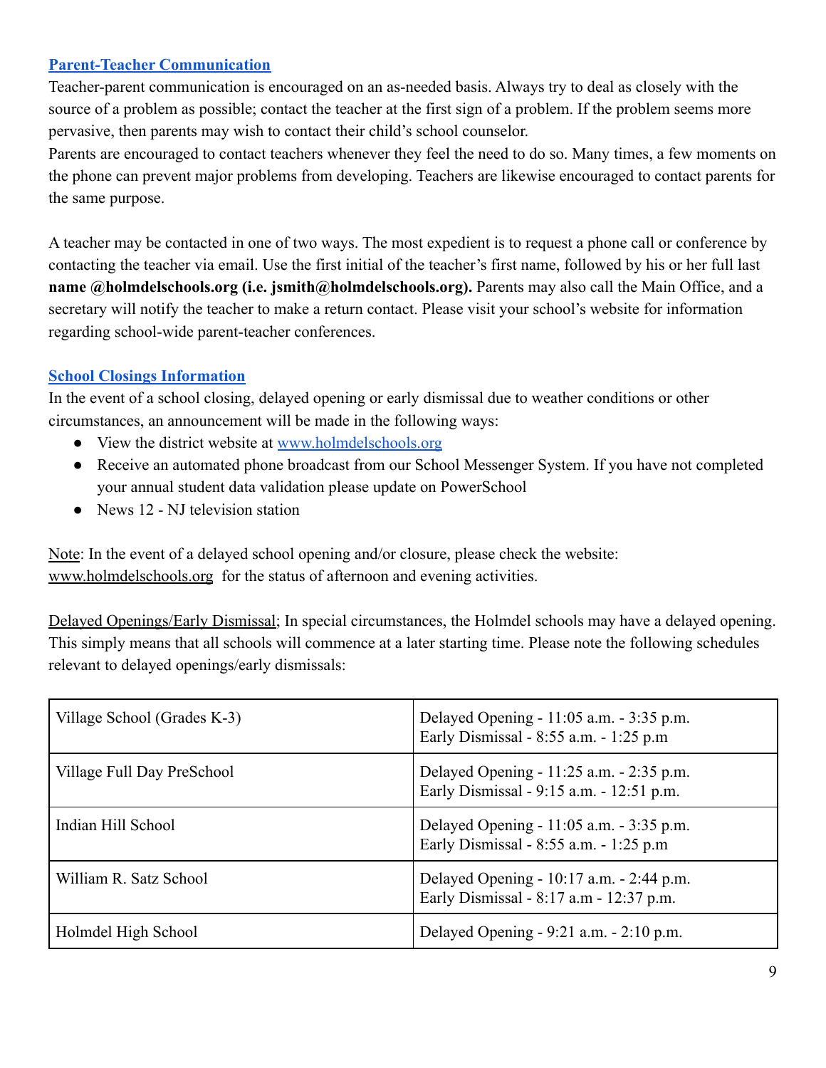## [Parent-Teacher Communication]

Teacher-parent communication is encouraged on an as-needed basis. Always try to deal as closely with the source of a problem as possible; contact the teacher at the first sign of a problem. If the problem seems more pervasive, then parents may wish to contact their child's school counselor.

Parents are encouraged to contact teachers whenever they feel the need to do so. Many times, a few moments on the phone can prevent major problems from developing. Teachers are likewise encouraged to contact parents for the same purpose.

A teacher may be contacted in one of two ways. The most expedient is to request a phone call or conference by contacting the teacher via email. Use the first initial of the teacher's first name, followed by his or her full last **name @holmdelschools.org (i.e. jsmith@holmdelschools.org).** Parents may also call the Main Office, and a secretary will notify the teacher to make a return contact. Please visit your school's website for information regarding school-wide parent-teacher conferences.

## [School Closings Information]

In the event of a school closing, delayed opening or early dismissal due to weather conditions or other circumstances, an announcement will be made in the following ways:

- View the district website at [www.holmdelschools.org](http://www.holmdelschools.org)
- Receive an automated phone broadcast from our School Messenger System. If you have not completed your annual student data validation please update on PowerSchool
- News 12 - NJ television station

Note: In the event of a delayed school opening and/or closure, please check the website: www.holmdelschools.org for the status of afternoon and evening activities.

Delayed Openings/Early Dismissal; In special circumstances, the Holmdel schools may have a delayed opening. This simply means that all schools will commence at a later starting time. Please note the following schedules relevant to delayed openings/early dismissals:

| School | Schedule |
|---|---|
| Village School (Grades K-3) | Delayed Opening - 11:05 a.m. - 3:35 p.m.<br>Early Dismissal - 8:55 a.m. - 1:25 p.m |
| Village Full Day PreSchool | Delayed Opening - 11:25 a.m. - 2:35 p.m.<br>Early Dismissal - 9:15 a.m. - 12:51 p.m. |
| Indian Hill School | Delayed Opening - 11:05 a.m. - 3:35 p.m.<br>Early Dismissal - 8:55 a.m. - 1:25 p.m |
| William R. Satz School | Delayed Opening - 10:17 a.m. - 2:44 p.m.<br>Early Dismissal - 8:17 a.m - 12:37 p.m. |
| Holmdel High School | Delayed Opening - 9:21 a.m. - 2:10 p.m. |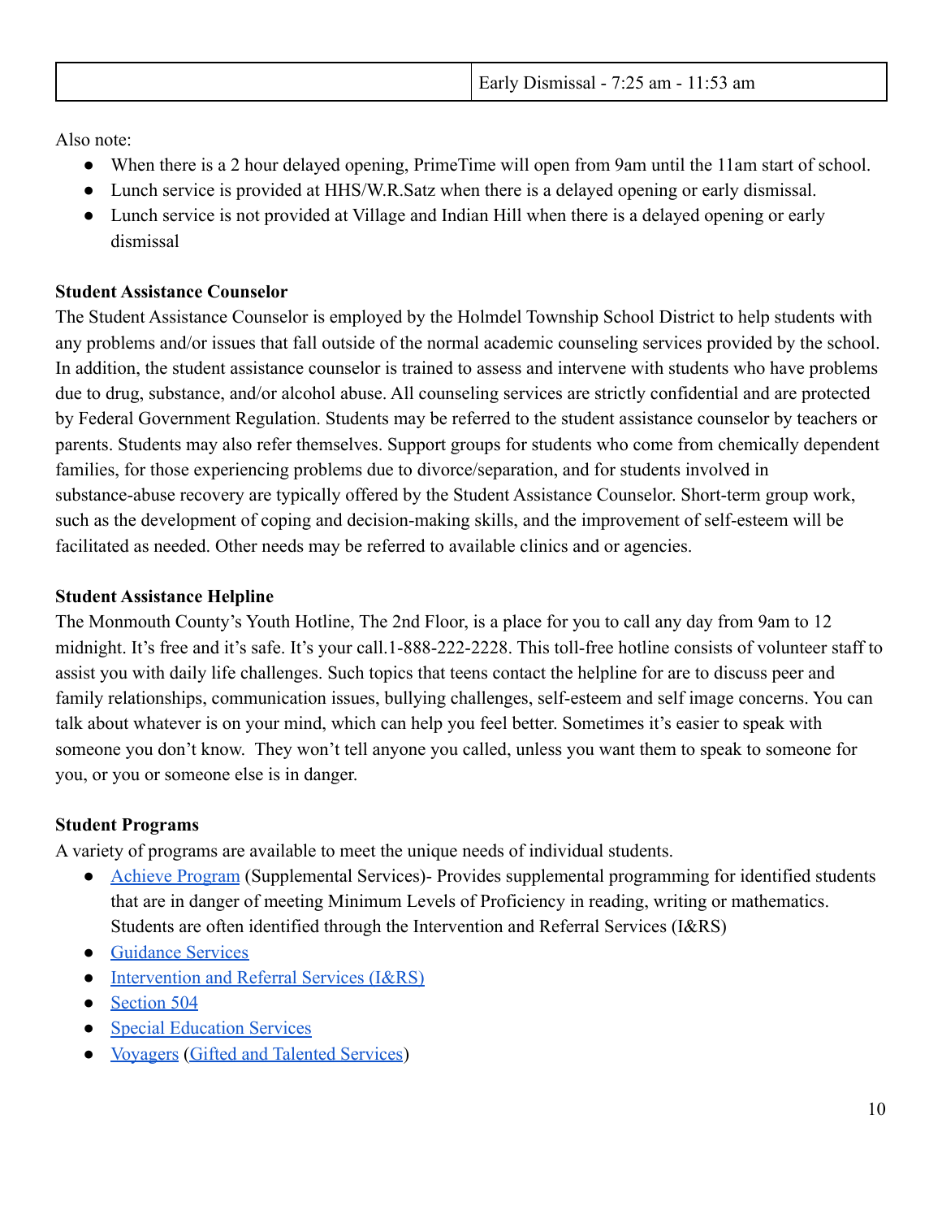| | Early Dismissal - 7:25 am - 11:53 am |
|---|---|

Also note:

- When there is a 2 hour delayed opening, PrimeTime will open from 9am until the 11am start of school.
- Lunch service is provided at HHS/W.R.Satz when there is a delayed opening or early dismissal.
- Lunch service is not provided at Village and Indian Hill when there is a delayed opening or early dismissal

**Student Assistance Counselor**

The Student Assistance Counselor is employed by the Holmdel Township School District to help students with any problems and/or issues that fall outside of the normal academic counseling services provided by the school. In addition, the student assistance counselor is trained to assess and intervene with students who have problems due to drug, substance, and/or alcohol abuse. All counseling services are strictly confidential and are protected by Federal Government Regulation. Students may be referred to the student assistance counselor by teachers or parents. Students may also refer themselves. Support groups for students who come from chemically dependent families, for those experiencing problems due to divorce/separation, and for students involved in substance-abuse recovery are typically offered by the Student Assistance Counselor. Short-term group work, such as the development of coping and decision-making skills, and the improvement of self-esteem will be facilitated as needed. Other needs may be referred to available clinics and or agencies.

**Student Assistance Helpline**

The Monmouth County's Youth Hotline, The 2nd Floor, is a place for you to call any day from 9am to 12 midnight. It's free and it's safe. It's your call.1-888-222-2228. This toll-free hotline consists of volunteer staff to assist you with daily life challenges. Such topics that teens contact the helpline for are to discuss peer and family relationships, communication issues, bullying challenges, self-esteem and self image concerns. You can talk about whatever is on your mind, which can help you feel better. Sometimes it's easier to speak with someone you don't know. They won't tell anyone you called, unless you want them to speak to someone for you, or you or someone else is in danger.

**Student Programs**

A variety of programs are available to meet the unique needs of individual students.

- Achieve Program (Supplemental Services)- Provides supplemental programming for identified students that are in danger of meeting Minimum Levels of Proficiency in reading, writing or mathematics. Students are often identified through the Intervention and Referral Services (I&RS)
- Guidance Services
- Intervention and Referral Services (I&RS)
- Section 504
- Special Education Services
- Voyagers (Gifted and Talented Services)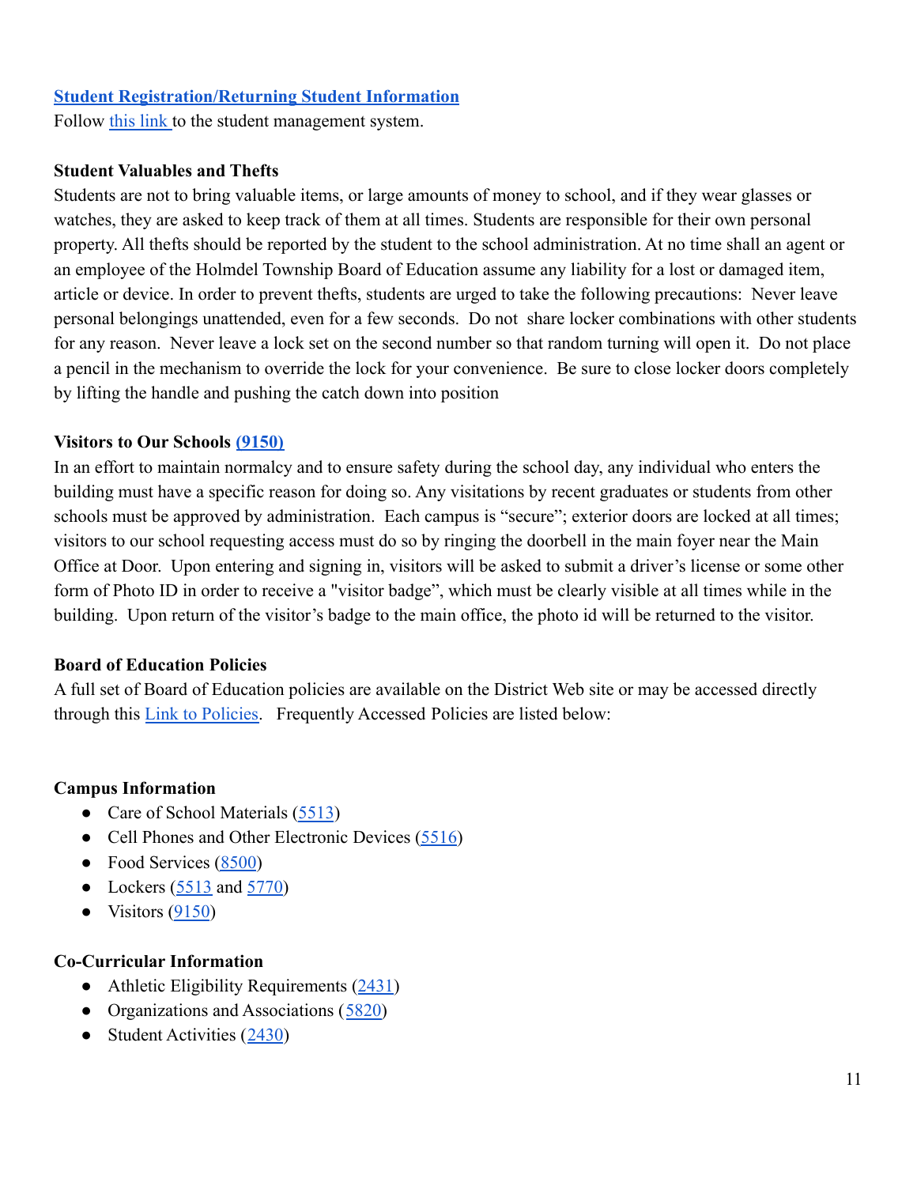**Student Registration/Returning Student Information**

Follow this link to the student management system.

**Student Valuables and Thefts**

Students are not to bring valuable items, or large amounts of money to school, and if they wear glasses or watches, they are asked to keep track of them at all times. Students are responsible for their own personal property. All thefts should be reported by the student to the school administration. At no time shall an agent or an employee of the Holmdel Township Board of Education assume any liability for a lost or damaged item, article or device. In order to prevent thefts, students are urged to take the following precautions: Never leave personal belongings unattended, even for a few seconds. Do not share locker combinations with other students for any reason. Never leave a lock set on the second number so that random turning will open it. Do not place a pencil in the mechanism to override the lock for your convenience. Be sure to close locker doors completely by lifting the handle and pushing the catch down into position

**Visitors to Our Schools (9150)**

In an effort to maintain normalcy and to ensure safety during the school day, any individual who enters the building must have a specific reason for doing so. Any visitations by recent graduates or students from other schools must be approved by administration. Each campus is "secure"; exterior doors are locked at all times; visitors to our school requesting access must do so by ringing the doorbell in the main foyer near the Main Office at Door. Upon entering and signing in, visitors will be asked to submit a driver's license or some other form of Photo ID in order to receive a "visitor badge", which must be clearly visible at all times while in the building. Upon return of the visitor's badge to the main office, the photo id will be returned to the visitor.

**Board of Education Policies**

A full set of Board of Education policies are available on the District Web site or may be accessed directly through this Link to Policies. Frequently Accessed Policies are listed below:

**Campus Information**

- Care of School Materials (5513)
- Cell Phones and Other Electronic Devices (5516)
- Food Services (8500)
- Lockers (5513 and 5770)
- Visitors (9150)

**Co-Curricular Information**

- Athletic Eligibility Requirements (2431)
- Organizations and Associations (5820)
- Student Activities (2430)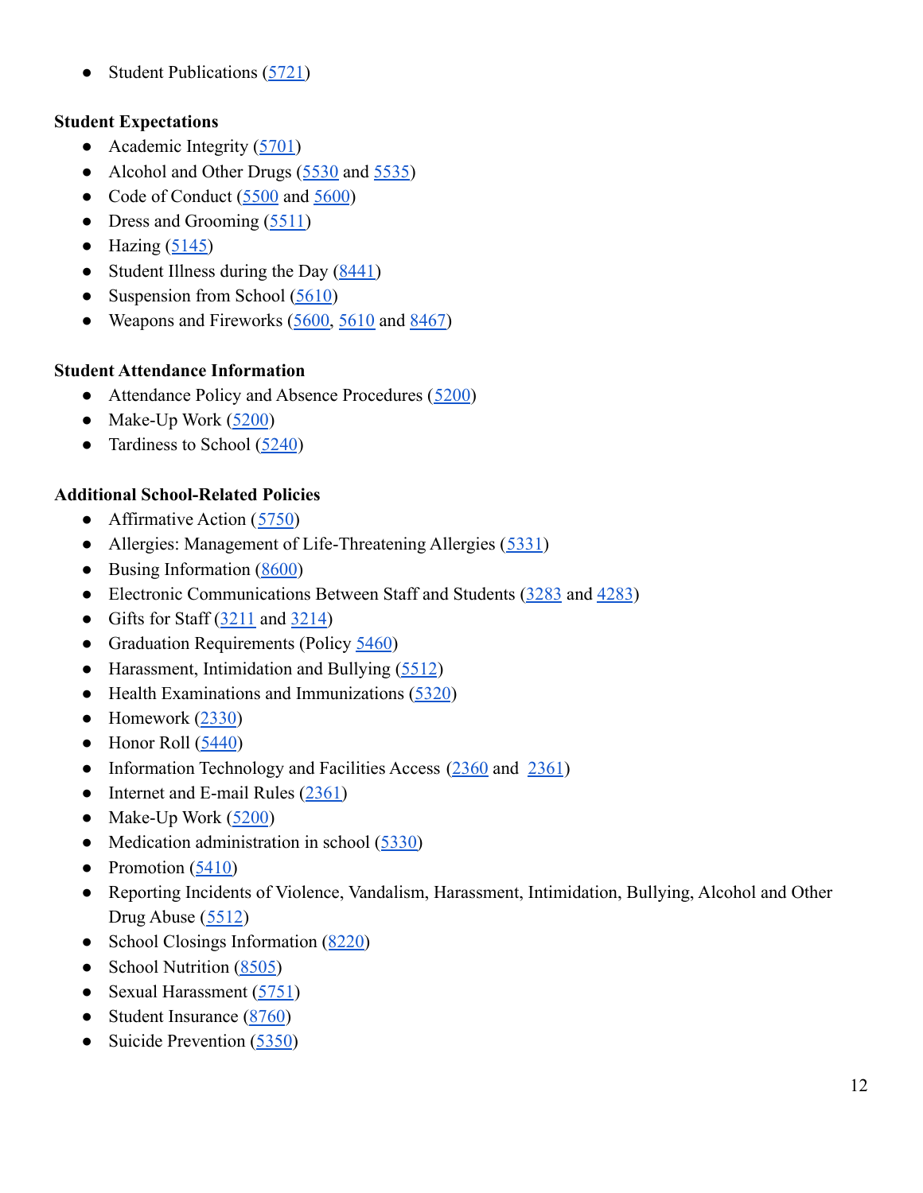- Student Publications (5721)

**Student Expectations**

- Academic Integrity (5701)
- Alcohol and Other Drugs (5530 and 5535)
- Code of Conduct (5500 and 5600)
- Dress and Grooming (5511)
- Hazing (5145)
- Student Illness during the Day (8441)
- Suspension from School (5610)
- Weapons and Fireworks (5600, 5610 and 8467)

**Student Attendance Information**

- Attendance Policy and Absence Procedures (5200)
- Make-Up Work (5200)
- Tardiness to School (5240)

**Additional School-Related Policies**

- Affirmative Action (5750)
- Allergies: Management of Life-Threatening Allergies (5331)
- Busing Information (8600)
- Electronic Communications Between Staff and Students (3283 and 4283)
- Gifts for Staff (3211 and 3214)
- Graduation Requirements (Policy 5460)
- Harassment, Intimidation and Bullying (5512)
- Health Examinations and Immunizations (5320)
- Homework (2330)
- Honor Roll (5440)
- Information Technology and Facilities Access (2360 and 2361)
- Internet and E-mail Rules (2361)
- Make-Up Work (5200)
- Medication administration in school (5330)
- Promotion (5410)
- Reporting Incidents of Violence, Vandalism, Harassment, Intimidation, Bullying, Alcohol and Other Drug Abuse (5512)
- School Closings Information (8220)
- School Nutrition (8505)
- Sexual Harassment (5751)
- Student Insurance (8760)
- Suicide Prevention (5350)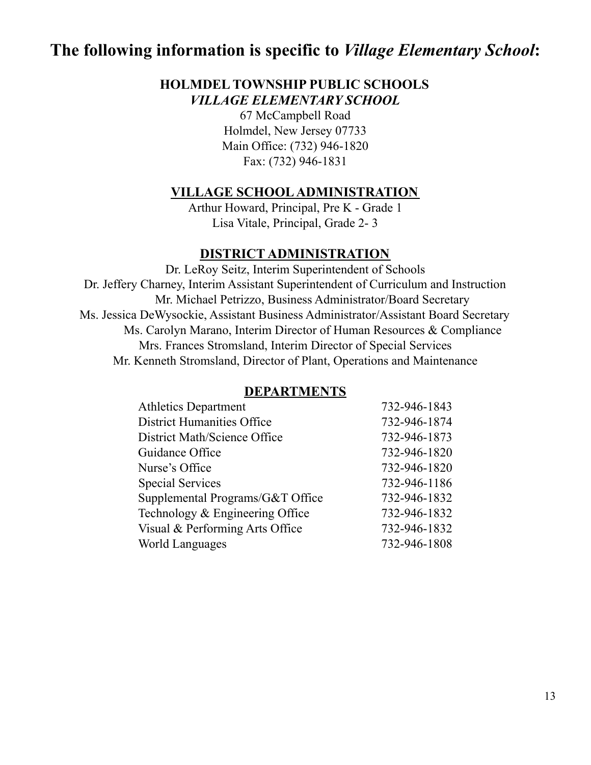# The following information is specific to *Village Elementary School*:

**HOLMDEL TOWNSHIP PUBLIC SCHOOLS**
***VILLAGE ELEMENTARY SCHOOL***

67 McCampbell Road
Holmdel, New Jersey 07733
Main Office: (732) 946-1820
Fax: (732) 946-1831

## VILLAGE SCHOOL ADMINISTRATION

Arthur Howard, Principal, Pre K - Grade 1
Lisa Vitale, Principal, Grade 2- 3

## DISTRICT ADMINISTRATION

Dr. LeRoy Seitz, Interim Superintendent of Schools
Dr. Jeffery Charney, Interim Assistant Superintendent of Curriculum and Instruction
Mr. Michael Petrizzo, Business Administrator/Board Secretary
Ms. Jessica DeWysockie, Assistant Business Administrator/Assistant Board Secretary
Ms. Carolyn Marano, Interim Director of Human Resources & Compliance
Mrs. Frances Stromsland, Interim Director of Special Services
Mr. Kenneth Stromsland, Director of Plant, Operations and Maintenance

## DEPARTMENTS

| Department | Phone |
|---|---|
| Athletics Department | 732-946-1843 |
| District Humanities Office | 732-946-1874 |
| District Math/Science Office | 732-946-1873 |
| Guidance Office | 732-946-1820 |
| Nurse's Office | 732-946-1820 |
| Special Services | 732-946-1186 |
| Supplemental Programs/G&T Office | 732-946-1832 |
| Technology & Engineering Office | 732-946-1832 |
| Visual & Performing Arts Office | 732-946-1832 |
| World Languages | 732-946-1808 |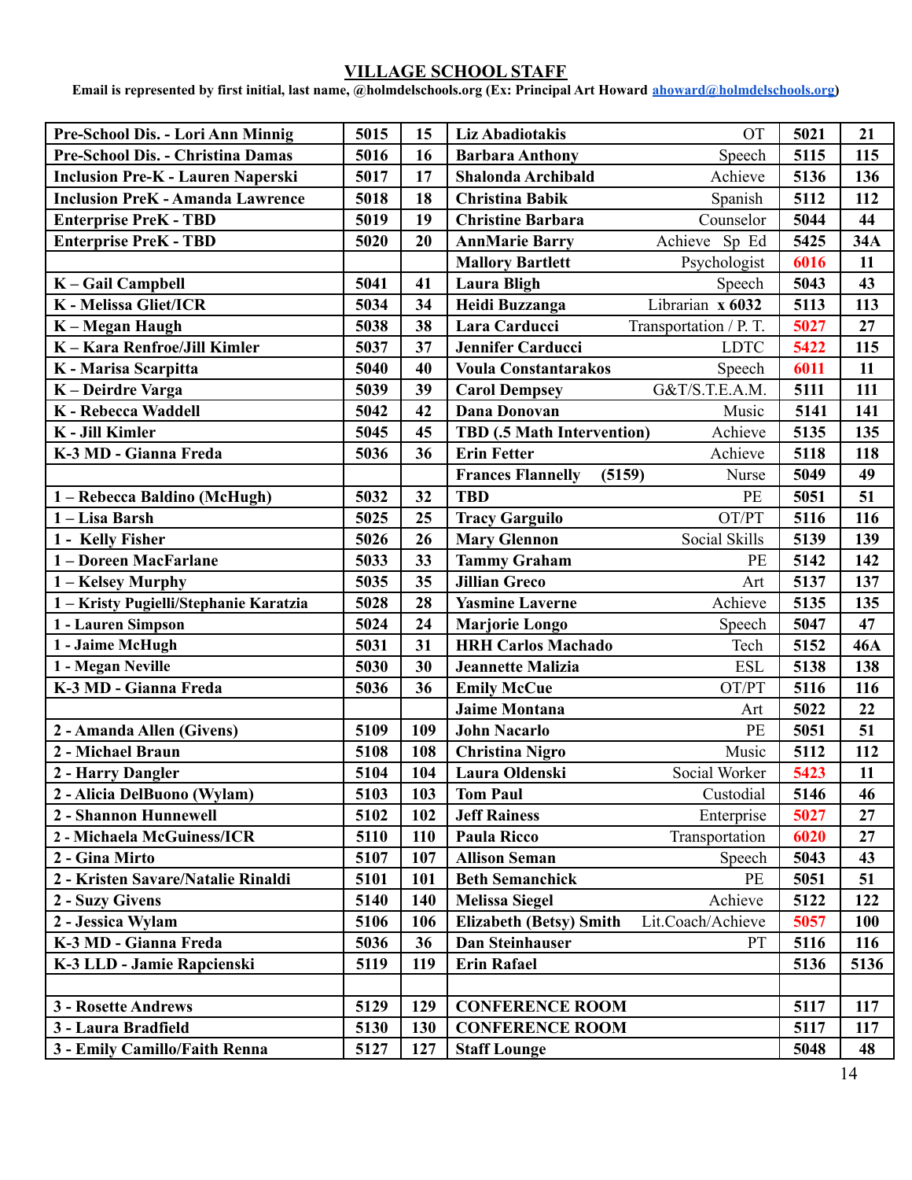## VILLAGE SCHOOL STAFF

**Email is represented by first initial, last name, @holmdelschools.org (Ex: Principal Art Howard ahoward@holmdelschools.org)**

| | | | | | | |
|---|---|---|---|---|---|---|
| **Pre-School Dis. - Lori Ann Minnig** | **5015** | **15** | **Liz Abadiotakis** | OT | **5021** | **21** |
| **Pre-School Dis. - Christina Damas** | **5016** | **16** | **Barbara Anthony** | Speech | **5115** | **115** |
| **Inclusion Pre-K - Lauren Naperski** | **5017** | **17** | **Shalonda Archibald** | Achieve | **5136** | **136** |
| **Inclusion PreK - Amanda Lawrence** | **5018** | **18** | **Christina Babik** | Spanish | **5112** | **112** |
| **Enterprise PreK - TBD** | **5019** | **19** | **Christine Barbara** | Counselor | **5044** | **44** |
| **Enterprise PreK - TBD** | **5020** | **20** | **AnnMarie Barry** | Achieve Sp Ed | **5425** | **34A** |
| | | | **Mallory Bartlett** | Psychologist | **6016** | **11** |
| **K – Gail Campbell** | **5041** | **41** | **Laura Bligh** | Speech | **5043** | **43** |
| **K - Melissa Gliet/ICR** | **5034** | **34** | **Heidi Buzzanga** | Librarian **x 6032** | **5113** | **113** |
| **K – Megan Haugh** | **5038** | **38** | **Lara Carducci** | Transportation / P. T. | **5027** | **27** |
| **K – Kara Renfroe/Jill Kimler** | **5037** | **37** | **Jennifer Carducci** | LDTC | **5422** | **115** |
| **K - Marisa Scarpitta** | **5040** | **40** | **Voula Constantarakos** | Speech | **6011** | **11** |
| **K – Deirdre Varga** | **5039** | **39** | **Carol Dempsey** | G&T/S.T.E.A.M. | **5111** | **111** |
| **K - Rebecca Waddell** | **5042** | **42** | **Dana Donovan** | Music | **5141** | **141** |
| **K - Jill Kimler** | **5045** | **45** | **TBD (.5 Math Intervention)** | Achieve | **5135** | **135** |
| **K-3 MD - Gianna Freda** | **5036** | **36** | **Erin Fetter** | Achieve | **5118** | **118** |
| | | | **Frances Flannelly (5159)** | Nurse | **5049** | **49** |
| **1 – Rebecca Baldino (McHugh)** | **5032** | **32** | **TBD** | PE | **5051** | **51** |
| **1 – Lisa Barsh** | **5025** | **25** | **Tracy Garguilo** | OT/PT | **5116** | **116** |
| **1 - Kelly Fisher** | **5026** | **26** | **Mary Glennon** | Social Skills | **5139** | **139** |
| **1 – Doreen MacFarlane** | **5033** | **33** | **Tammy Graham** | PE | **5142** | **142** |
| **1 – Kelsey Murphy** | **5035** | **35** | **Jillian Greco** | Art | **5137** | **137** |
| **1 – Kristy Pugielli/Stephanie Karatzia** | **5028** | **28** | **Yasmine Laverne** | Achieve | **5135** | **135** |
| **1 - Lauren Simpson** | **5024** | **24** | **Marjorie Longo** | Speech | **5047** | **47** |
| **1 - Jaime McHugh** | **5031** | **31** | **HRH Carlos Machado** | Tech | **5152** | **46A** |
| **1 - Megan Neville** | **5030** | **30** | **Jeannette Malizia** | ESL | **5138** | **138** |
| **K-3 MD - Gianna Freda** | **5036** | **36** | **Emily McCue** | OT/PT | **5116** | **116** |
| | | | **Jaime Montana** | Art | **5022** | **22** |
| **2 - Amanda Allen (Givens)** | **5109** | **109** | **John Nacarlo** | PE | **5051** | **51** |
| **2 - Michael Braun** | **5108** | **108** | **Christina Nigro** | Music | **5112** | **112** |
| **2 - Harry Dangler** | **5104** | **104** | **Laura Oldenski** | Social Worker | **5423** | **11** |
| **2 - Alicia DelBuono (Wylam)** | **5103** | **103** | **Tom Paul** | Custodial | **5146** | **46** |
| **2 - Shannon Hunnewell** | **5102** | **102** | **Jeff Rainess** | Enterprise | **5027** | **27** |
| **2 - Michaela McGuiness/ICR** | **5110** | **110** | **Paula Ricco** | Transportation | **6020** | **27** |
| **2 - Gina Mirto** | **5107** | **107** | **Allison Seman** | Speech | **5043** | **43** |
| **2 - Kristen Savare/Natalie Rinaldi** | **5101** | **101** | **Beth Semanchick** | PE | **5051** | **51** |
| **2 - Suzy Givens** | **5140** | **140** | **Melissa Siegel** | Achieve | **5122** | **122** |
| **2 - Jessica Wylam** | **5106** | **106** | **Elizabeth (Betsy) Smith** | Lit.Coach/Achieve | **5057** | **100** |
| **K-3 MD - Gianna Freda** | **5036** | **36** | **Dan Steinhauser** | PT | **5116** | **116** |
| **K-3 LLD - Jamie Rapcienski** | **5119** | **119** | **Erin Rafael** | | **5136** | **5136** |
| | | | | | | |
| **3 - Rosette Andrews** | **5129** | **129** | **CONFERENCE ROOM** | | **5117** | **117** |
| **3 - Laura Bradfield** | **5130** | **130** | **CONFERENCE ROOM** | | **5117** | **117** |
| **3 - Emily Camillo/Faith Renna** | **5127** | **127** | **Staff Lounge** | | **5048** | **48** |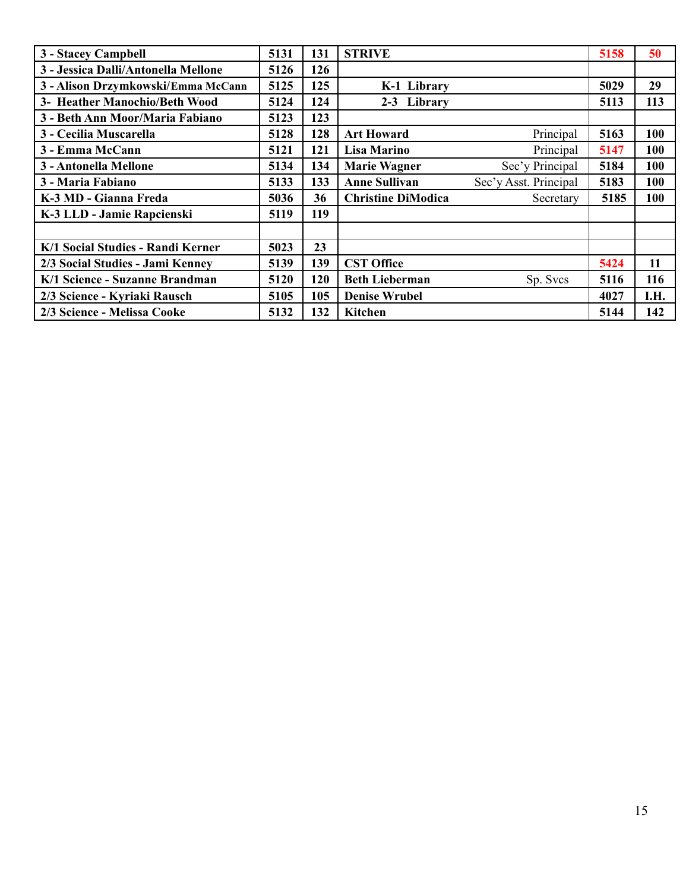| 3 - Stacey Campbell | 5131 | 131 | STRIVE | | 5158 | 50 |
|---|---|---|---|---|---|---|
| 3 - Jessica Dalli/Antonella Mellone | 5126 | 126 | | | | |
| 3 - Alison Drzymkowski/Emma McCann | 5125 | 125 | K-1 Library | | 5029 | 29 |
| 3- Heather Manochio/Beth Wood | 5124 | 124 | 2-3 Library | | 5113 | 113 |
| 3 - Beth Ann Moor/Maria Fabiano | 5123 | 123 | | | | |
| 3 - Cecilia Muscarella | 5128 | 128 | Art Howard | Principal | 5163 | 100 |
| 3 - Emma McCann | 5121 | 121 | Lisa Marino | Principal | 5147 | 100 |
| 3 - Antonella Mellone | 5134 | 134 | Marie Wagner | Sec'y Principal | 5184 | 100 |
| 3 - Maria Fabiano | 5133 | 133 | Anne Sullivan | Sec'y Asst. Principal | 5183 | 100 |
| K-3 MD - Gianna Freda | 5036 | 36 | Christine DiModica | Secretary | 5185 | 100 |
| K-3 LLD - Jamie Rapcienski | 5119 | 119 | | | | |
| | | | | | | |
| K/1 Social Studies - Randi Kerner | 5023 | 23 | | | | |
| 2/3 Social Studies - Jami Kenney | 5139 | 139 | CST Office | | 5424 | 11 |
| K/1 Science - Suzanne Brandman | 5120 | 120 | Beth Lieberman | Sp. Svcs | 5116 | 116 |
| 2/3 Science - Kyriaki Rausch | 5105 | 105 | Denise Wrubel | | 4027 | I.H. |
| 2/3 Science - Melissa Cooke | 5132 | 132 | Kitchen | | 5144 | 142 |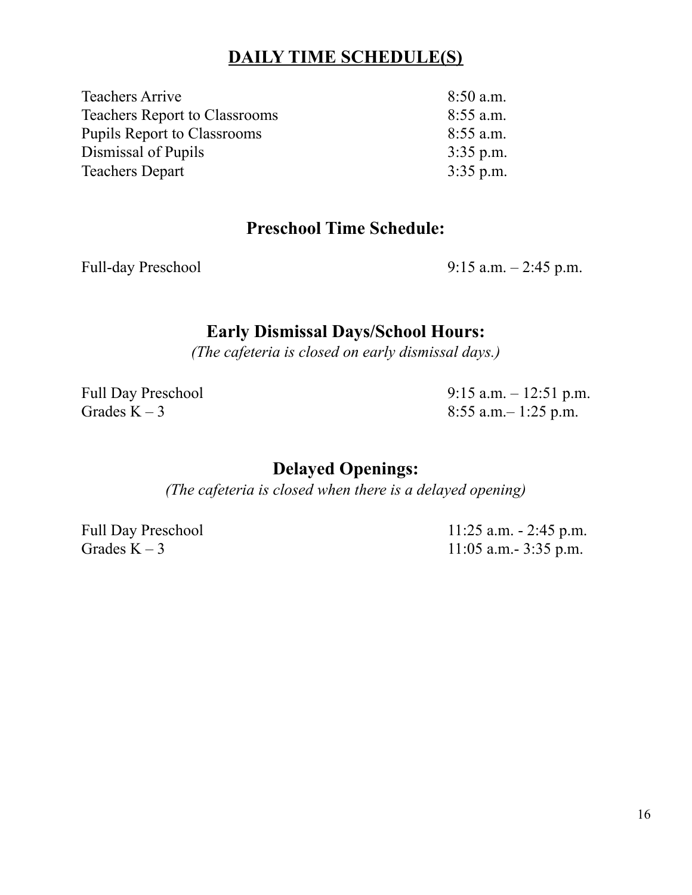## DAILY TIME SCHEDULE(S)

| | |
|---|---|
| Teachers Arrive | 8:50 a.m. |
| Teachers Report to Classrooms | 8:55 a.m. |
| Pupils Report to Classrooms | 8:55 a.m. |
| Dismissal of Pupils | 3:35 p.m. |
| Teachers Depart | 3:35 p.m. |

## Preschool Time Schedule:

| | |
|---|---|
| Full-day Preschool | 9:15 a.m. – 2:45 p.m. |

## Early Dismissal Days/School Hours:

*(The cafeteria is closed on early dismissal days.)*

| | |
|---|---|
| Full Day Preschool | 9:15 a.m. – 12:51 p.m. |
| Grades K – 3 | 8:55 a.m.– 1:25 p.m. |

## Delayed Openings:

*(The cafeteria is closed when there is a delayed opening)*

| | |
|---|---|
| Full Day Preschool | 11:25 a.m. - 2:45 p.m. |
| Grades K – 3 | 11:05 a.m.- 3:35 p.m. |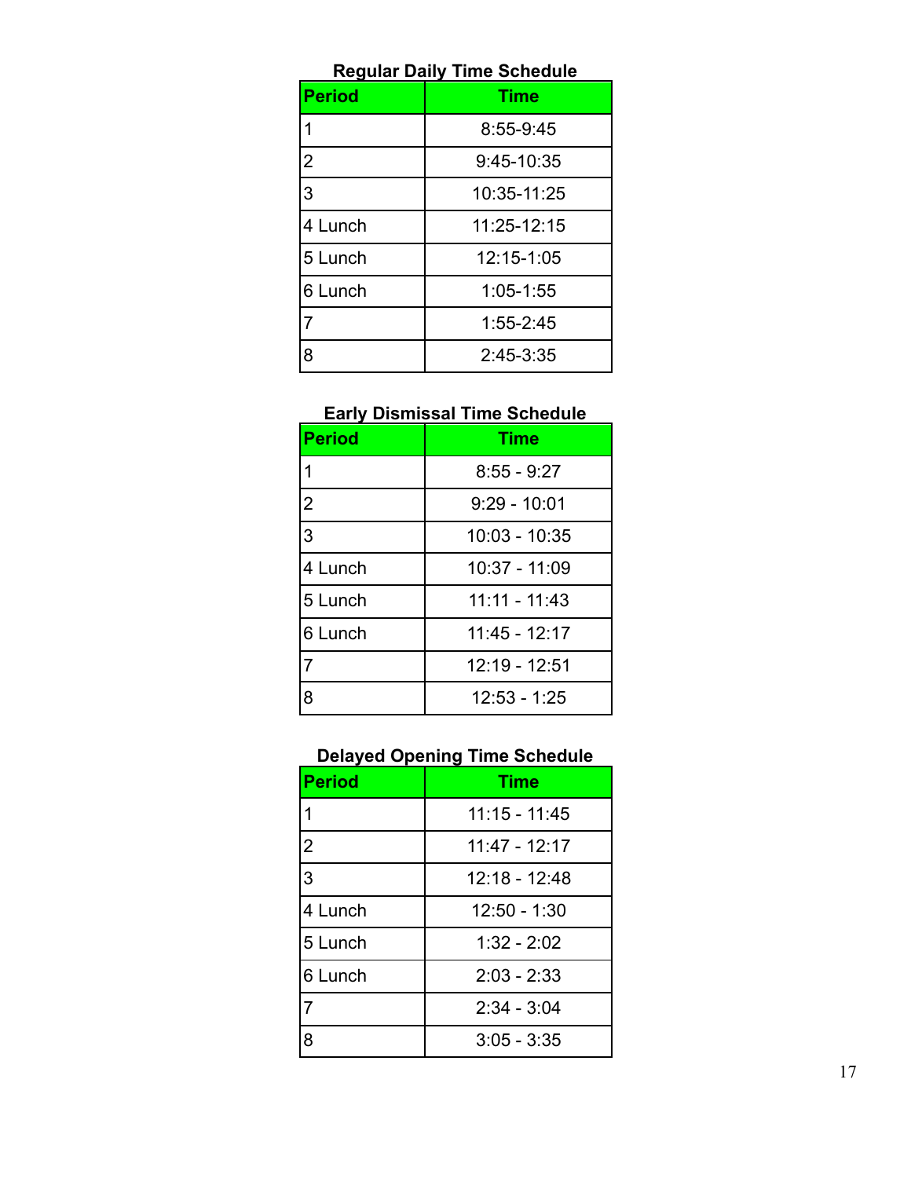**Regular Daily Time Schedule**

| Period | Time |
|---|---|
| 1 | 8:55-9:45 |
| 2 | 9:45-10:35 |
| 3 | 10:35-11:25 |
| 4 Lunch | 11:25-12:15 |
| 5 Lunch | 12:15-1:05 |
| 6 Lunch | 1:05-1:55 |
| 7 | 1:55-2:45 |
| 8 | 2:45-3:35 |

**Early Dismissal Time Schedule**

| Period | Time |
|---|---|
| 1 | 8:55 - 9:27 |
| 2 | 9:29 - 10:01 |
| 3 | 10:03 - 10:35 |
| 4 Lunch | 10:37 - 11:09 |
| 5 Lunch | 11:11 - 11:43 |
| 6 Lunch | 11:45 - 12:17 |
| 7 | 12:19 - 12:51 |
| 8 | 12:53 - 1:25 |

**Delayed Opening Time Schedule**

| Period | Time |
|---|---|
| 1 | 11:15 - 11:45 |
| 2 | 11:47 - 12:17 |
| 3 | 12:18 - 12:48 |
| 4 Lunch | 12:50 - 1:30 |
| 5 Lunch | 1:32 - 2:02 |
| 6 Lunch | 2:03 - 2:33 |
| 7 | 2:34 - 3:04 |
| 8 | 3:05 - 3:35 |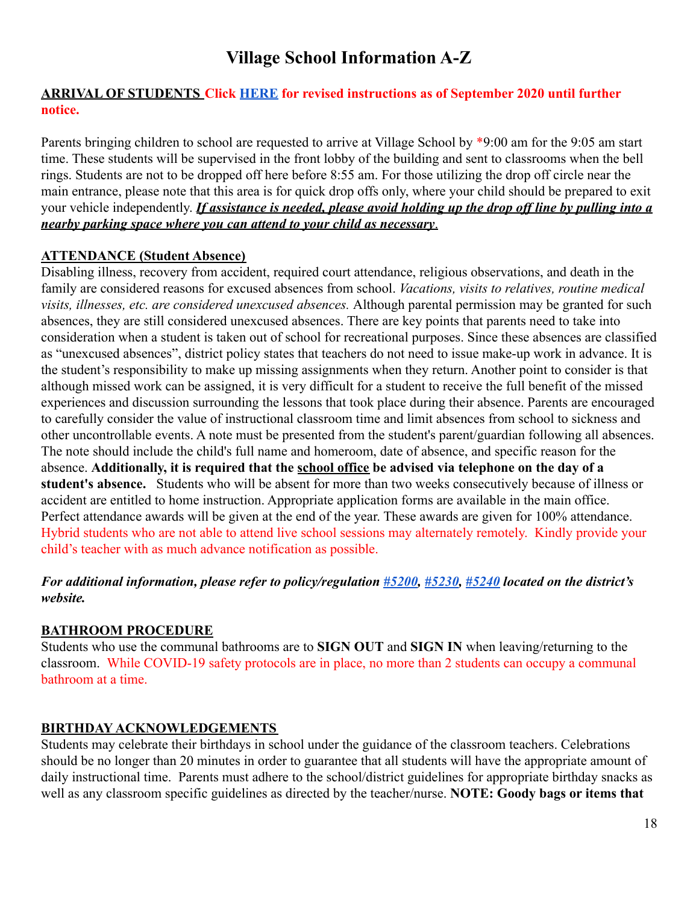# Village School Information A-Z

**ARRIVAL OF STUDENTS Click HERE for revised instructions as of September 2020 until further notice.**

Parents bringing children to school are requested to arrive at Village School by *9:00 am for the 9:05 am start time. These students will be supervised in the front lobby of the building and sent to classrooms when the bell rings. Students are not to be dropped off here before 8:55 am. For those utilizing the drop off circle near the main entrance, please note that this area is for quick drop offs only, where your child should be prepared to exit your vehicle independently. ***If assistance is needed, please avoid holding up the drop off line by pulling into a nearby parking space where you can attend to your child as necessary***.

**ATTENDANCE (Student Absence)**

Disabling illness, recovery from accident, required court attendance, religious observations, and death in the family are considered reasons for excused absences from school. *Vacations, visits to relatives, routine medical visits, illnesses, etc. are considered unexcused absences.* Although parental permission may be granted for such absences, they are still considered unexcused absences. There are key points that parents need to take into consideration when a student is taken out of school for recreational purposes. Since these absences are classified as "unexcused absences", district policy states that teachers do not need to issue make-up work in advance. It is the student's responsibility to make up missing assignments when they return. Another point to consider is that although missed work can be assigned, it is very difficult for a student to receive the full benefit of the missed experiences and discussion surrounding the lessons that took place during their absence. Parents are encouraged to carefully consider the value of instructional classroom time and limit absences from school to sickness and other uncontrollable events. A note must be presented from the student's parent/guardian following all absences. The note should include the child's full name and homeroom, date of absence, and specific reason for the absence. **Additionally, it is required that the school office be advised via telephone on the day of a student's absence.** Students who will be absent for more than two weeks consecutively because of illness or accident are entitled to home instruction. Appropriate application forms are available in the main office. Perfect attendance awards will be given at the end of the year. These awards are given for 100% attendance. Hybrid students who are not able to attend live school sessions may alternately remotely. Kindly provide your child's teacher with as much advance notification as possible.

***For additional information, please refer to policy/regulation #5200, #5230, #5240 located on the district's website.***

**BATHROOM PROCEDURE**

Students who use the communal bathrooms are to **SIGN OUT** and **SIGN IN** when leaving/returning to the classroom. While COVID-19 safety protocols are in place, no more than 2 students can occupy a communal bathroom at a time.

**BIRTHDAY ACKNOWLEDGEMENTS**

Students may celebrate their birthdays in school under the guidance of the classroom teachers. Celebrations should be no longer than 20 minutes in order to guarantee that all students will have the appropriate amount of daily instructional time. Parents must adhere to the school/district guidelines for appropriate birthday snacks as well as any classroom specific guidelines as directed by the teacher/nurse. **NOTE: Goody bags or items that**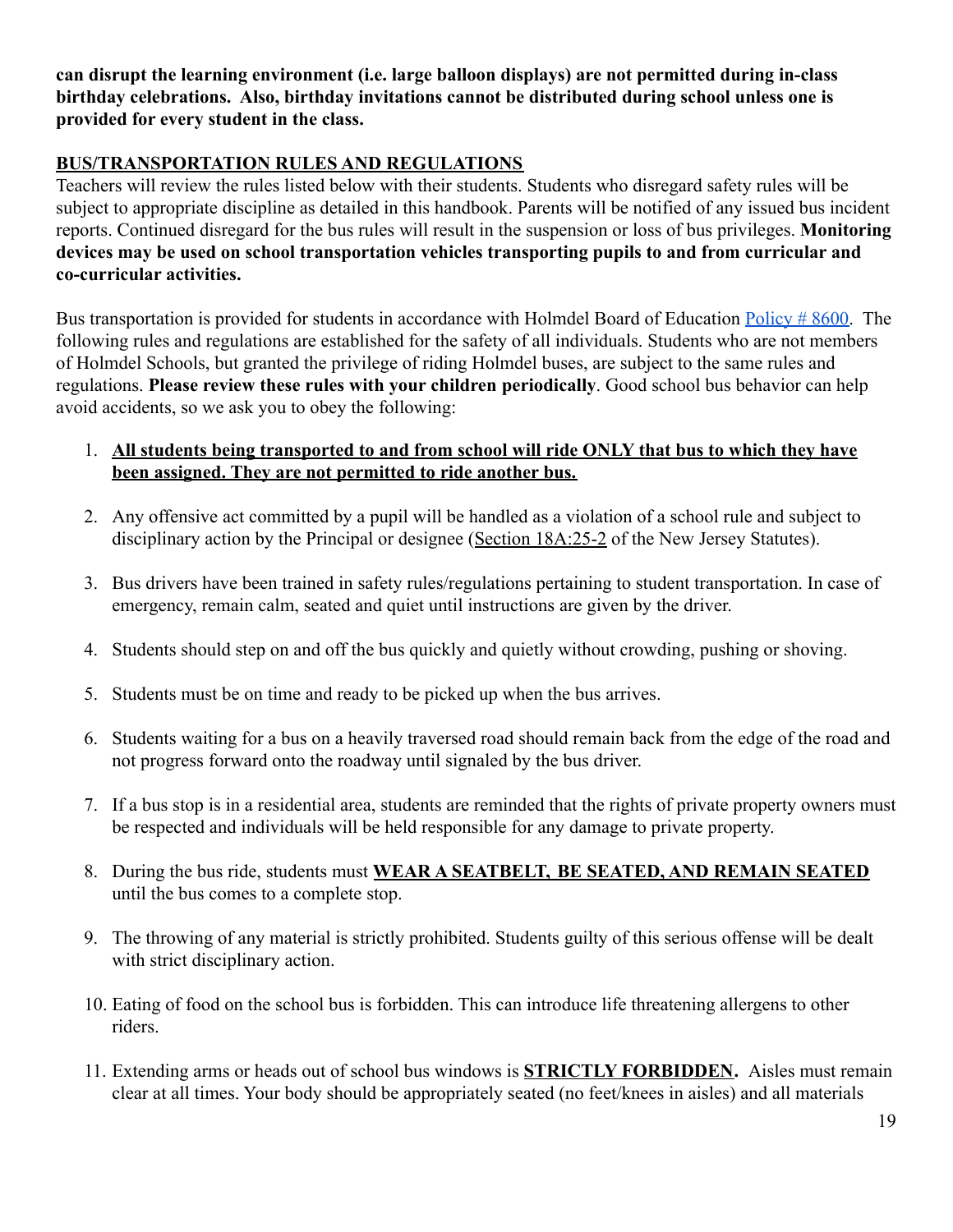**can disrupt the learning environment (i.e. large balloon displays) are not permitted during in-class birthday celebrations. Also, birthday invitations cannot be distributed during school unless one is provided for every student in the class.**

## BUS/TRANSPORTATION RULES AND REGULATIONS

Teachers will review the rules listed below with their students. Students who disregard safety rules will be subject to appropriate discipline as detailed in this handbook. Parents will be notified of any issued bus incident reports. Continued disregard for the bus rules will result in the suspension or loss of bus privileges. **Monitoring devices may be used on school transportation vehicles transporting pupils to and from curricular and co-curricular activities.**

Bus transportation is provided for students in accordance with Holmdel Board of Education Policy # 8600. The following rules and regulations are established for the safety of all individuals. Students who are not members of Holmdel Schools, but granted the privilege of riding Holmdel buses, are subject to the same rules and regulations. **Please review these rules with your children periodically**. Good school bus behavior can help avoid accidents, so we ask you to obey the following:

1. **All students being transported to and from school will ride ONLY that bus to which they have been assigned. They are not permitted to ride another bus.**
2. Any offensive act committed by a pupil will be handled as a violation of a school rule and subject to disciplinary action by the Principal or designee (Section 18A:25-2 of the New Jersey Statutes).
3. Bus drivers have been trained in safety rules/regulations pertaining to student transportation. In case of emergency, remain calm, seated and quiet until instructions are given by the driver.
4. Students should step on and off the bus quickly and quietly without crowding, pushing or shoving.
5. Students must be on time and ready to be picked up when the bus arrives.
6. Students waiting for a bus on a heavily traversed road should remain back from the edge of the road and not progress forward onto the roadway until signaled by the bus driver.
7. If a bus stop is in a residential area, students are reminded that the rights of private property owners must be respected and individuals will be held responsible for any damage to private property.
8. During the bus ride, students must **WEAR A SEATBELT, BE SEATED, AND REMAIN SEATED** until the bus comes to a complete stop.
9. The throwing of any material is strictly prohibited. Students guilty of this serious offense will be dealt with strict disciplinary action.
10. Eating of food on the school bus is forbidden. This can introduce life threatening allergens to other riders.
11. Extending arms or heads out of school bus windows is **STRICTLY FORBIDDEN.** Aisles must remain clear at all times. Your body should be appropriately seated (no feet/knees in aisles) and all materials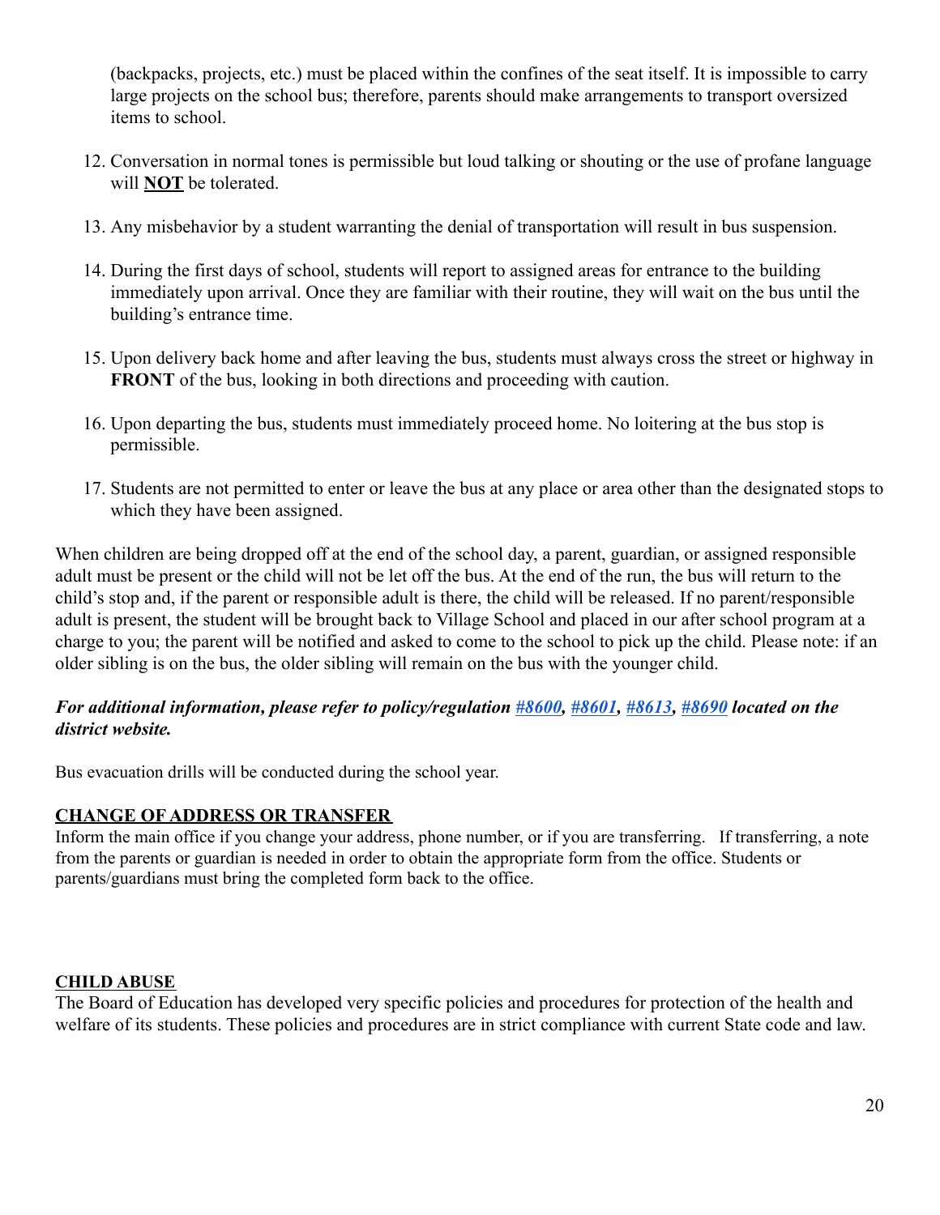(backpacks, projects, etc.) must be placed within the confines of the seat itself. It is impossible to carry large projects on the school bus; therefore, parents should make arrangements to transport oversized items to school.

12. Conversation in normal tones is permissible but loud talking or shouting or the use of profane language will **NOT** be tolerated.
13. Any misbehavior by a student warranting the denial of transportation will result in bus suspension.
14. During the first days of school, students will report to assigned areas for entrance to the building immediately upon arrival. Once they are familiar with their routine, they will wait on the bus until the building's entrance time.
15. Upon delivery back home and after leaving the bus, students must always cross the street or highway in **FRONT** of the bus, looking in both directions and proceeding with caution.
16. Upon departing the bus, students must immediately proceed home. No loitering at the bus stop is permissible.
17. Students are not permitted to enter or leave the bus at any place or area other than the designated stops to which they have been assigned.

When children are being dropped off at the end of the school day, a parent, guardian, or assigned responsible adult must be present or the child will not be let off the bus. At the end of the run, the bus will return to the child's stop and, if the parent or responsible adult is there, the child will be released. If no parent/responsible adult is present, the student will be brought back to Village School and placed in our after school program at a charge to you; the parent will be notified and asked to come to the school to pick up the child. Please note: if an older sibling is on the bus, the older sibling will remain on the bus with the younger child.

***For additional information, please refer to policy/regulation #8600, #8601, #8613, #8690 located on the district website.***

Bus evacuation drills will be conducted during the school year.

## CHANGE OF ADDRESS OR TRANSFER

Inform the main office if you change your address, phone number, or if you are transferring. If transferring, a note from the parents or guardian is needed in order to obtain the appropriate form from the office. Students or parents/guardians must bring the completed form back to the office.

## CHILD ABUSE

The Board of Education has developed very specific policies and procedures for protection of the health and welfare of its students. These policies and procedures are in strict compliance with current State code and law.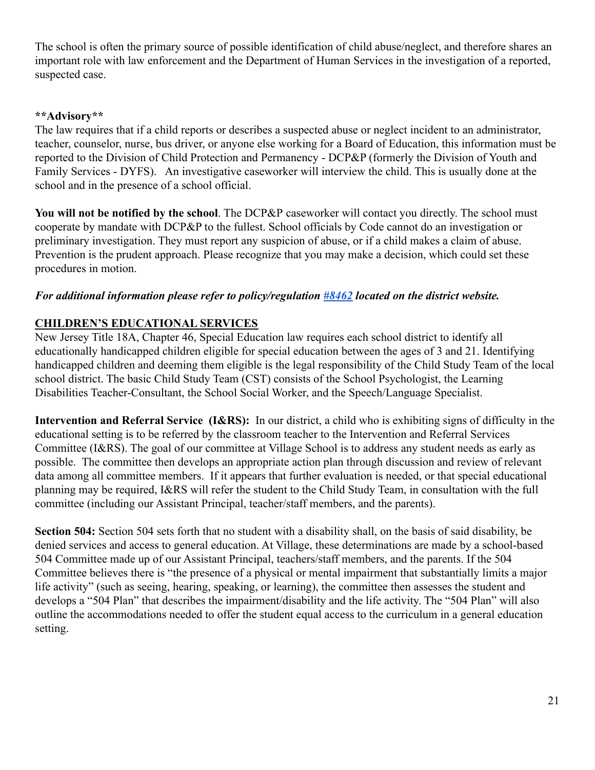The school is often the primary source of possible identification of child abuse/neglect, and therefore shares an important role with law enforcement and the Department of Human Services in the investigation of a reported, suspected case.

**\*\*Advisory\*\***

The law requires that if a child reports or describes a suspected abuse or neglect incident to an administrator, teacher, counselor, nurse, bus driver, or anyone else working for a Board of Education, this information must be reported to the Division of Child Protection and Permanency - DCP&P (formerly the Division of Youth and Family Services - DYFS). An investigative caseworker will interview the child. This is usually done at the school and in the presence of a school official.

**You will not be notified by the school**. The DCP&P caseworker will contact you directly. The school must cooperate by mandate with DCP&P to the fullest. School officials by Code cannot do an investigation or preliminary investigation. They must report any suspicion of abuse, or if a child makes a claim of abuse. Prevention is the prudent approach. Please recognize that you may make a decision, which could set these procedures in motion.

***For additional information please refer to policy/regulation #8462 located on the district website.***

## CHILDREN'S EDUCATIONAL SERVICES

New Jersey Title 18A, Chapter 46, Special Education law requires each school district to identify all educationally handicapped children eligible for special education between the ages of 3 and 21. Identifying handicapped children and deeming them eligible is the legal responsibility of the Child Study Team of the local school district. The basic Child Study Team (CST) consists of the School Psychologist, the Learning Disabilities Teacher-Consultant, the School Social Worker, and the Speech/Language Specialist.

**Intervention and Referral Service (I&RS):** In our district, a child who is exhibiting signs of difficulty in the educational setting is to be referred by the classroom teacher to the Intervention and Referral Services Committee (I&RS). The goal of our committee at Village School is to address any student needs as early as possible. The committee then develops an appropriate action plan through discussion and review of relevant data among all committee members. If it appears that further evaluation is needed, or that special educational planning may be required, I&RS will refer the student to the Child Study Team, in consultation with the full committee (including our Assistant Principal, teacher/staff members, and the parents).

**Section 504:** Section 504 sets forth that no student with a disability shall, on the basis of said disability, be denied services and access to general education. At Village, these determinations are made by a school-based 504 Committee made up of our Assistant Principal, teachers/staff members, and the parents. If the 504 Committee believes there is "the presence of a physical or mental impairment that substantially limits a major life activity" (such as seeing, hearing, speaking, or learning), the committee then assesses the student and develops a "504 Plan" that describes the impairment/disability and the life activity. The "504 Plan" will also outline the accommodations needed to offer the student equal access to the curriculum in a general education setting.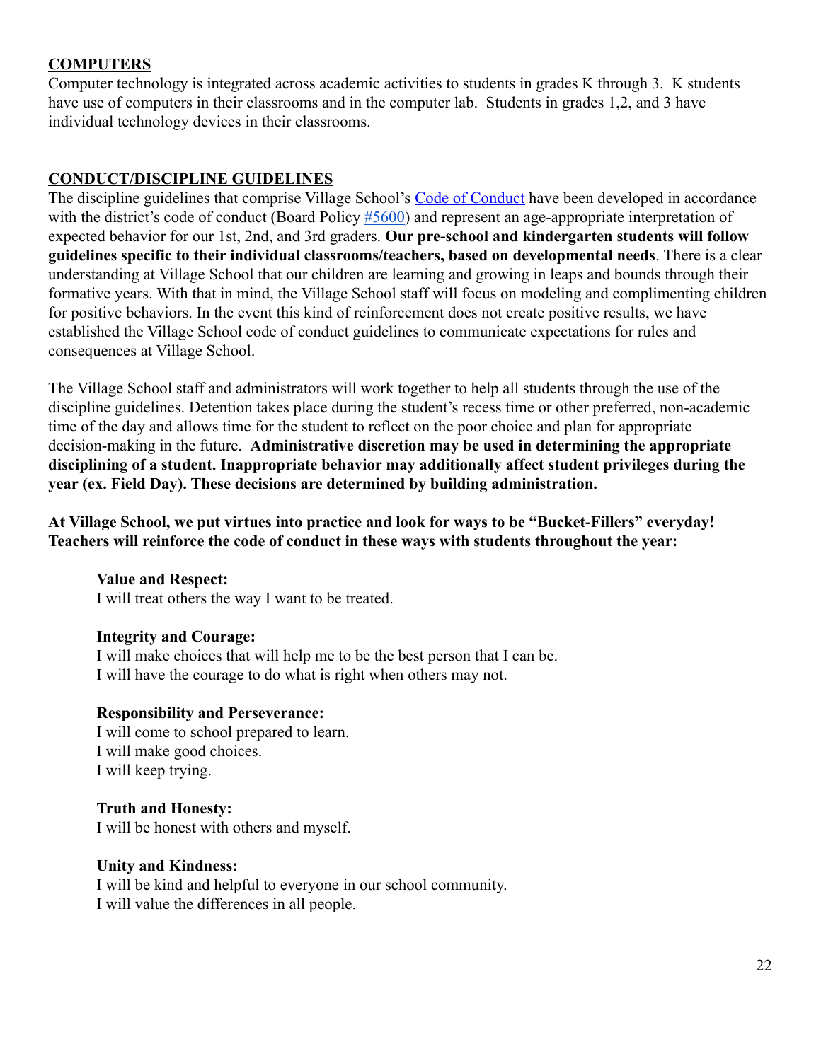## COMPUTERS

Computer technology is integrated across academic activities to students in grades K through 3. K students have use of computers in their classrooms and in the computer lab. Students in grades 1,2, and 3 have individual technology devices in their classrooms.

## CONDUCT/DISCIPLINE GUIDELINES

The discipline guidelines that comprise Village School's Code of Conduct have been developed in accordance with the district's code of conduct (Board Policy #5600) and represent an age-appropriate interpretation of expected behavior for our 1st, 2nd, and 3rd graders. **Our pre-school and kindergarten students will follow guidelines specific to their individual classrooms/teachers, based on developmental needs**. There is a clear understanding at Village School that our children are learning and growing in leaps and bounds through their formative years. With that in mind, the Village School staff will focus on modeling and complimenting children for positive behaviors. In the event this kind of reinforcement does not create positive results, we have established the Village School code of conduct guidelines to communicate expectations for rules and consequences at Village School.

The Village School staff and administrators will work together to help all students through the use of the discipline guidelines. Detention takes place during the student's recess time or other preferred, non-academic time of the day and allows time for the student to reflect on the poor choice and plan for appropriate decision-making in the future. **Administrative discretion may be used in determining the appropriate disciplining of a student. Inappropriate behavior may additionally affect student privileges during the year (ex. Field Day). These decisions are determined by building administration.**

**At Village School, we put virtues into practice and look for ways to be "Bucket-Fillers" everyday! Teachers will reinforce the code of conduct in these ways with students throughout the year:**

**Value and Respect:**
I will treat others the way I want to be treated.

**Integrity and Courage:**
I will make choices that will help me to be the best person that I can be.
I will have the courage to do what is right when others may not.

**Responsibility and Perseverance:**
I will come to school prepared to learn.
I will make good choices.
I will keep trying.

**Truth and Honesty:**
I will be honest with others and myself.

**Unity and Kindness:**
I will be kind and helpful to everyone in our school community.
I will value the differences in all people.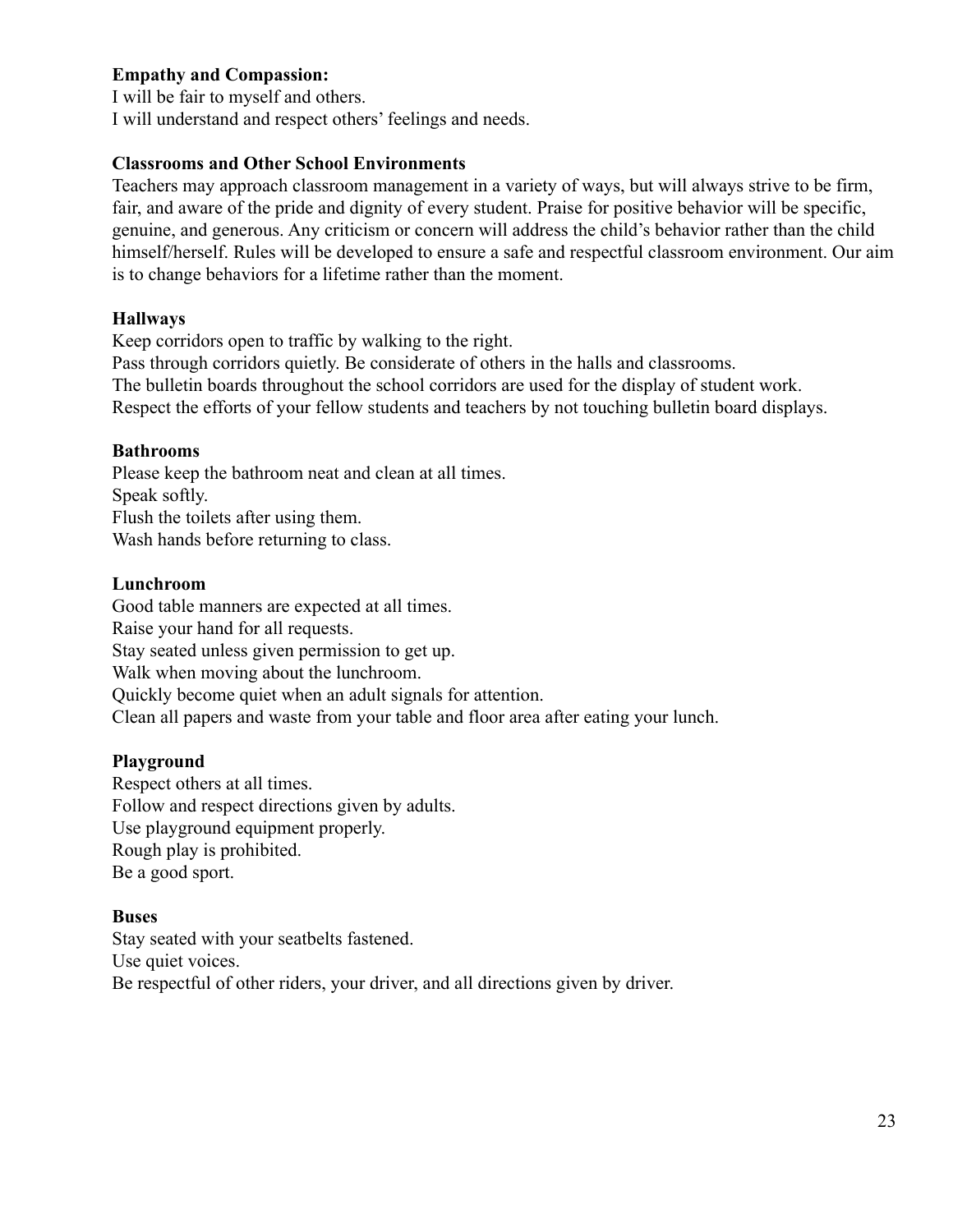**Empathy and Compassion:**
I will be fair to myself and others.
I will understand and respect others' feelings and needs.

**Classrooms and Other School Environments**
Teachers may approach classroom management in a variety of ways, but will always strive to be firm, fair, and aware of the pride and dignity of every student. Praise for positive behavior will be specific, genuine, and generous. Any criticism or concern will address the child's behavior rather than the child himself/herself. Rules will be developed to ensure a safe and respectful classroom environment. Our aim is to change behaviors for a lifetime rather than the moment.

**Hallways**
Keep corridors open to traffic by walking to the right.
Pass through corridors quietly. Be considerate of others in the halls and classrooms.
The bulletin boards throughout the school corridors are used for the display of student work.
Respect the efforts of your fellow students and teachers by not touching bulletin board displays.

**Bathrooms**
Please keep the bathroom neat and clean at all times.
Speak softly.
Flush the toilets after using them.
Wash hands before returning to class.

**Lunchroom**
Good table manners are expected at all times.
Raise your hand for all requests.
Stay seated unless given permission to get up.
Walk when moving about the lunchroom.
Quickly become quiet when an adult signals for attention.
Clean all papers and waste from your table and floor area after eating your lunch.

**Playground**
Respect others at all times.
Follow and respect directions given by adults.
Use playground equipment properly.
Rough play is prohibited.
Be a good sport.

**Buses**
Stay seated with your seatbelts fastened.
Use quiet voices.
Be respectful of other riders, your driver, and all directions given by driver.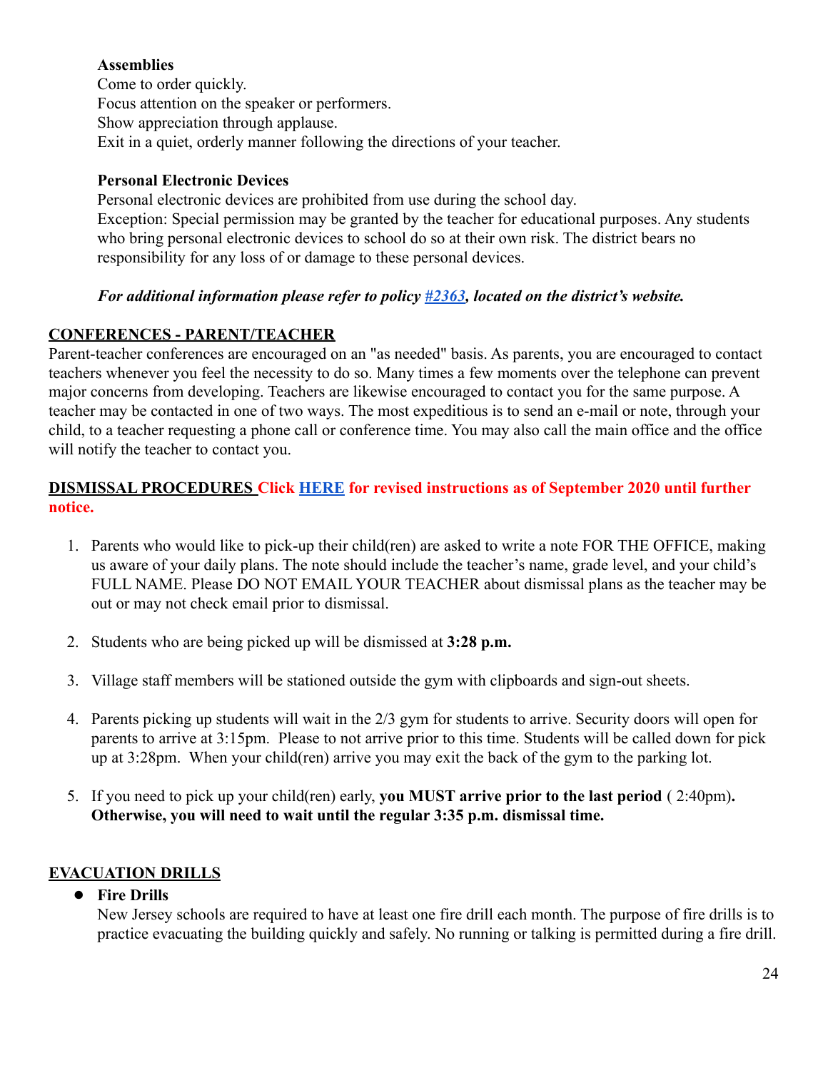**Assemblies**

Come to order quickly.
Focus attention on the speaker or performers.
Show appreciation through applause.
Exit in a quiet, orderly manner following the directions of your teacher.

**Personal Electronic Devices**

Personal electronic devices are prohibited from use during the school day.
Exception: Special permission may be granted by the teacher for educational purposes. Any students who bring personal electronic devices to school do so at their own risk. The district bears no responsibility for any loss of or damage to these personal devices.

***For additional information please refer to policy [#2363](), located on the district's website.***

## CONFERENCES - PARENT/TEACHER

Parent-teacher conferences are encouraged on an "as needed" basis. As parents, you are encouraged to contact teachers whenever you feel the necessity to do so. Many times a few moments over the telephone can prevent major concerns from developing. Teachers are likewise encouraged to contact you for the same purpose. A teacher may be contacted in one of two ways. The most expeditious is to send an e-mail or note, through your child, to a teacher requesting a phone call or conference time. You may also call the main office and the office will notify the teacher to contact you.

## DISMISSAL PROCEDURES **Click [HERE]() for revised instructions as of September 2020 until further notice.**

1. Parents who would like to pick-up their child(ren) are asked to write a note FOR THE OFFICE, making us aware of your daily plans. The note should include the teacher's name, grade level, and your child's FULL NAME. Please DO NOT EMAIL YOUR TEACHER about dismissal plans as the teacher may be out or may not check email prior to dismissal.

2. Students who are being picked up will be dismissed at **3:28 p.m.**

3. Village staff members will be stationed outside the gym with clipboards and sign-out sheets.

4. Parents picking up students will wait in the 2/3 gym for students to arrive. Security doors will open for parents to arrive at 3:15pm. Please to not arrive prior to this time. Students will be called down for pick up at 3:28pm. When your child(ren) arrive you may exit the back of the gym to the parking lot.

5. If you need to pick up your child(ren) early, **you MUST arrive prior to the last period** ( 2:40pm)**. Otherwise, you will need to wait until the regular 3:35 p.m. dismissal time.**

## EVACUATION DRILLS

- **Fire Drills**

  New Jersey schools are required to have at least one fire drill each month. The purpose of fire drills is to practice evacuating the building quickly and safely. No running or talking is permitted during a fire drill.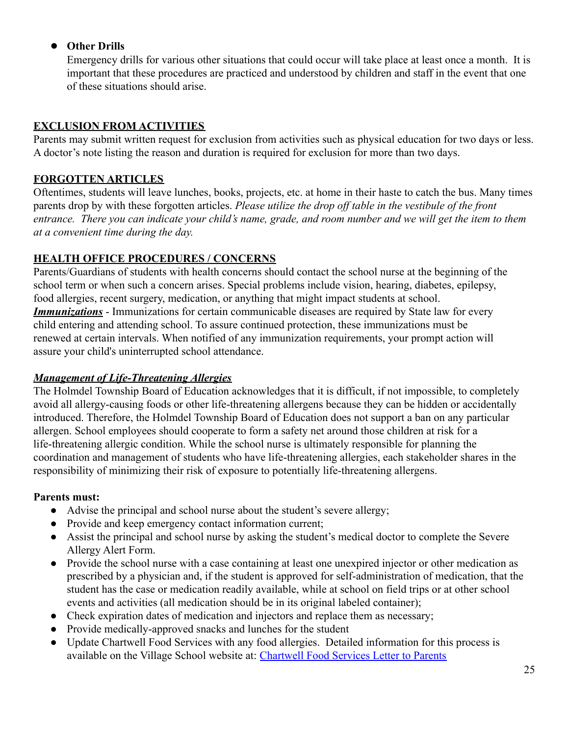- **Other Drills**
  Emergency drills for various other situations that could occur will take place at least once a month. It is important that these procedures are practiced and understood by children and staff in the event that one of these situations should arise.

## EXCLUSION FROM ACTIVITIES

Parents may submit written request for exclusion from activities such as physical education for two days or less. A doctor's note listing the reason and duration is required for exclusion for more than two days.

## FORGOTTEN ARTICLES

Oftentimes, students will leave lunches, books, projects, etc. at home in their haste to catch the bus. Many times parents drop by with these forgotten articles. *Please utilize the drop off table in the vestibule of the front entrance. There you can indicate your child's name, grade, and room number and we will get the item to them at a convenient time during the day.*

## HEALTH OFFICE PROCEDURES / CONCERNS

Parents/Guardians of students with health concerns should contact the school nurse at the beginning of the school term or when such a concern arises. Special problems include vision, hearing, diabetes, epilepsy, food allergies, recent surgery, medication, or anything that might impact students at school.

***Immunizations*** - Immunizations for certain communicable diseases are required by State law for every child entering and attending school. To assure continued protection, these immunizations must be renewed at certain intervals. When notified of any immunization requirements, your prompt action will assure your child's uninterrupted school attendance.

### *Management of Life-Threatening Allergies*

The Holmdel Township Board of Education acknowledges that it is difficult, if not impossible, to completely avoid all allergy-causing foods or other life-threatening allergens because they can be hidden or accidentally introduced. Therefore, the Holmdel Township Board of Education does not support a ban on any particular allergen. School employees should cooperate to form a safety net around those children at risk for a life-threatening allergic condition. While the school nurse is ultimately responsible for planning the coordination and management of students who have life-threatening allergies, each stakeholder shares in the responsibility of minimizing their risk of exposure to potentially life-threatening allergens.

**Parents must:**

- Advise the principal and school nurse about the student's severe allergy;
- Provide and keep emergency contact information current;
- Assist the principal and school nurse by asking the student's medical doctor to complete the Severe Allergy Alert Form.
- Provide the school nurse with a case containing at least one unexpired injector or other medication as prescribed by a physician and, if the student is approved for self-administration of medication, that the student has the case or medication readily available, while at school on field trips or at other school events and activities (all medication should be in its original labeled container);
- Check expiration dates of medication and injectors and replace them as necessary;
- Provide medically-approved snacks and lunches for the student
- Update Chartwell Food Services with any food allergies. Detailed information for this process is available on the Village School website at: Chartwell Food Services Letter to Parents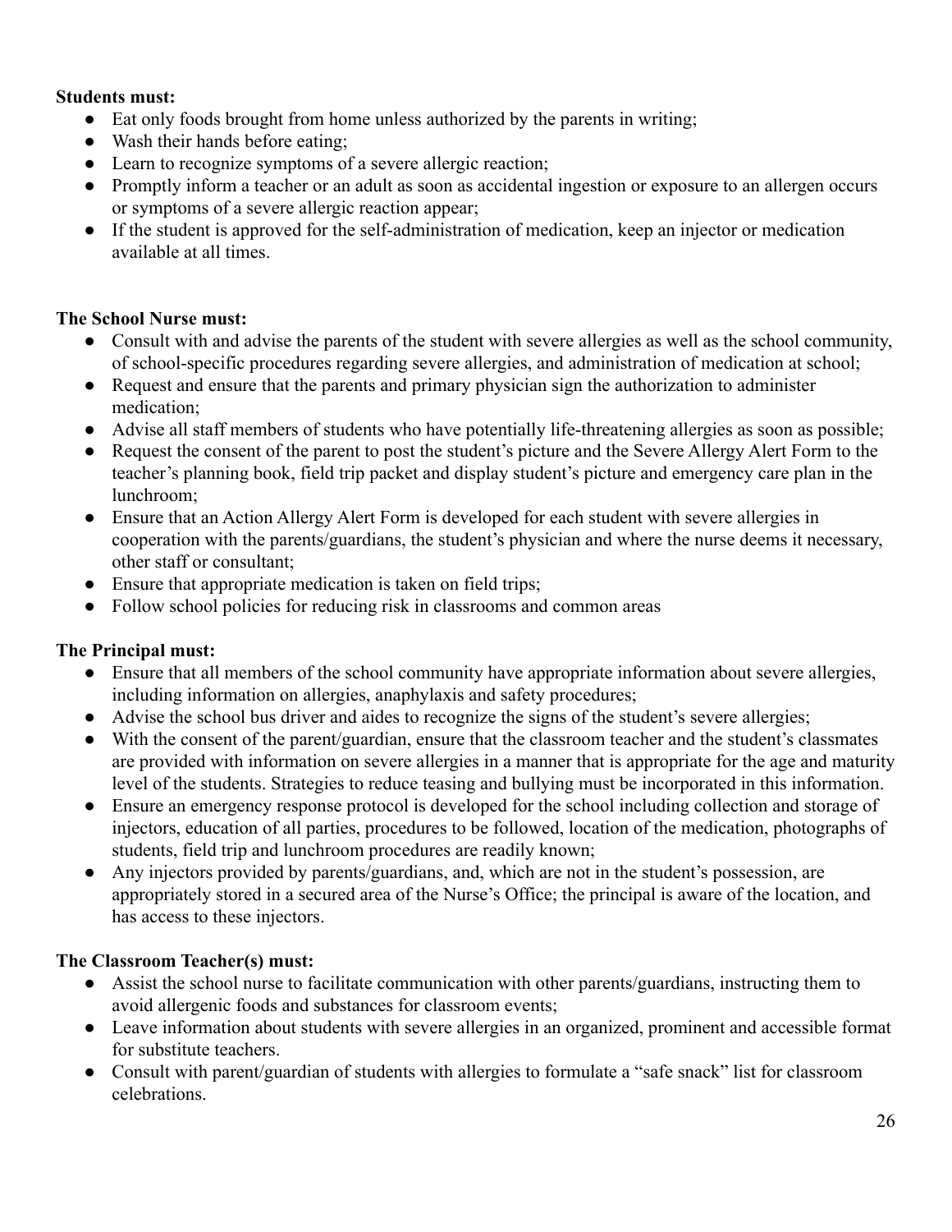**Students must:**

- Eat only foods brought from home unless authorized by the parents in writing;
- Wash their hands before eating;
- Learn to recognize symptoms of a severe allergic reaction;
- Promptly inform a teacher or an adult as soon as accidental ingestion or exposure to an allergen occurs or symptoms of a severe allergic reaction appear;
- If the student is approved for the self-administration of medication, keep an injector or medication available at all times.

**The School Nurse must:**

- Consult with and advise the parents of the student with severe allergies as well as the school community, of school-specific procedures regarding severe allergies, and administration of medication at school;
- Request and ensure that the parents and primary physician sign the authorization to administer medication;
- Advise all staff members of students who have potentially life-threatening allergies as soon as possible;
- Request the consent of the parent to post the student's picture and the Severe Allergy Alert Form to the teacher's planning book, field trip packet and display student's picture and emergency care plan in the lunchroom;
- Ensure that an Action Allergy Alert Form is developed for each student with severe allergies in cooperation with the parents/guardians, the student's physician and where the nurse deems it necessary, other staff or consultant;
- Ensure that appropriate medication is taken on field trips;
- Follow school policies for reducing risk in classrooms and common areas

**The Principal must:**

- Ensure that all members of the school community have appropriate information about severe allergies, including information on allergies, anaphylaxis and safety procedures;
- Advise the school bus driver and aides to recognize the signs of the student's severe allergies;
- With the consent of the parent/guardian, ensure that the classroom teacher and the student's classmates are provided with information on severe allergies in a manner that is appropriate for the age and maturity level of the students. Strategies to reduce teasing and bullying must be incorporated in this information.
- Ensure an emergency response protocol is developed for the school including collection and storage of injectors, education of all parties, procedures to be followed, location of the medication, photographs of students, field trip and lunchroom procedures are readily known;
- Any injectors provided by parents/guardians, and, which are not in the student's possession, are appropriately stored in a secured area of the Nurse's Office; the principal is aware of the location, and has access to these injectors.

**The Classroom Teacher(s) must:**

- Assist the school nurse to facilitate communication with other parents/guardians, instructing them to avoid allergenic foods and substances for classroom events;
- Leave information about students with severe allergies in an organized, prominent and accessible format for substitute teachers.
- Consult with parent/guardian of students with allergies to formulate a "safe snack" list for classroom celebrations.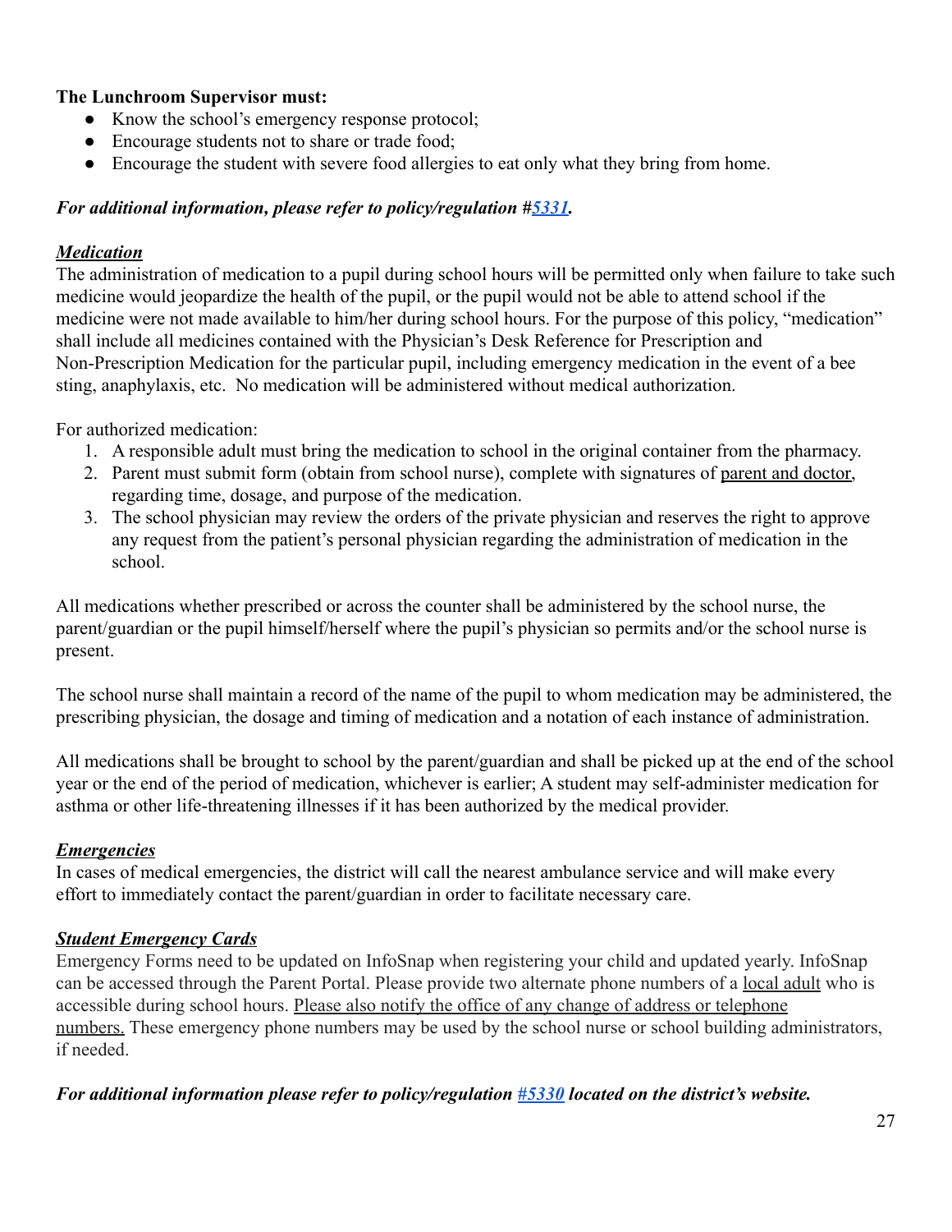**The Lunchroom Supervisor must:**

- Know the school's emergency response protocol;
- Encourage students not to share or trade food;
- Encourage the student with severe food allergies to eat only what they bring from home.

***For additional information, please refer to policy/regulation #[5331](5331).***

***<u>Medication</u>***

The administration of medication to a pupil during school hours will be permitted only when failure to take such medicine would jeopardize the health of the pupil, or the pupil would not be able to attend school if the medicine were not made available to him/her during school hours. For the purpose of this policy, "medication" shall include all medicines contained with the Physician's Desk Reference for Prescription and Non-Prescription Medication for the particular pupil, including emergency medication in the event of a bee sting, anaphylaxis, etc. No medication will be administered without medical authorization.

For authorized medication:

1. A responsible adult must bring the medication to school in the original container from the pharmacy.
2. Parent must submit form (obtain from school nurse), complete with signatures of <u>parent and doctor</u>, regarding time, dosage, and purpose of the medication.
3. The school physician may review the orders of the private physician and reserves the right to approve any request from the patient's personal physician regarding the administration of medication in the school.

All medications whether prescribed or across the counter shall be administered by the school nurse, the parent/guardian or the pupil himself/herself where the pupil's physician so permits and/or the school nurse is present.

The school nurse shall maintain a record of the name of the pupil to whom medication may be administered, the prescribing physician, the dosage and timing of medication and a notation of each instance of administration.

All medications shall be brought to school by the parent/guardian and shall be picked up at the end of the school year or the end of the period of medication, whichever is earlier; A student may self-administer medication for asthma or other life-threatening illnesses if it has been authorized by the medical provider.

***<u>Emergencies</u>***

In cases of medical emergencies, the district will call the nearest ambulance service and will make every effort to immediately contact the parent/guardian in order to facilitate necessary care.

***<u>Student Emergency Cards</u>***

Emergency Forms need to be updated on InfoSnap when registering your child and updated yearly. InfoSnap can be accessed through the Parent Portal. Please provide two alternate phone numbers of a <u>local adult</u> who is accessible during school hours. <u>Please also notify the office of any change of address or telephone numbers.</u> These emergency phone numbers may be used by the school nurse or school building administrators, if needed.

***For additional information please refer to policy/regulation [#5330](5330) located on the district's website.***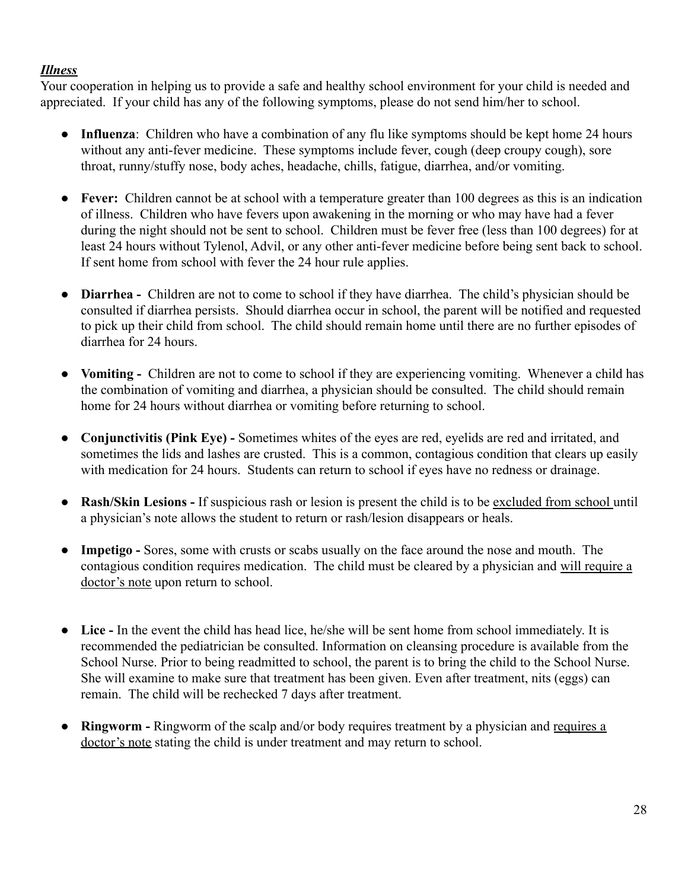***Illness***

Your cooperation in helping us to provide a safe and healthy school environment for your child is needed and appreciated. If your child has any of the following symptoms, please do not send him/her to school.

- **Influenza**: Children who have a combination of any flu like symptoms should be kept home 24 hours without any anti-fever medicine. These symptoms include fever, cough (deep croupy cough), sore throat, runny/stuffy nose, body aches, headache, chills, fatigue, diarrhea, and/or vomiting.
- **Fever:** Children cannot be at school with a temperature greater than 100 degrees as this is an indication of illness. Children who have fevers upon awakening in the morning or who may have had a fever during the night should not be sent to school. Children must be fever free (less than 100 degrees) for at least 24 hours without Tylenol, Advil, or any other anti-fever medicine before being sent back to school. If sent home from school with fever the 24 hour rule applies.
- **Diarrhea -** Children are not to come to school if they have diarrhea. The child's physician should be consulted if diarrhea persists. Should diarrhea occur in school, the parent will be notified and requested to pick up their child from school. The child should remain home until there are no further episodes of diarrhea for 24 hours.
- **Vomiting -** Children are not to come to school if they are experiencing vomiting. Whenever a child has the combination of vomiting and diarrhea, a physician should be consulted. The child should remain home for 24 hours without diarrhea or vomiting before returning to school.
- **Conjunctivitis (Pink Eye) -** Sometimes whites of the eyes are red, eyelids are red and irritated, and sometimes the lids and lashes are crusted. This is a common, contagious condition that clears up easily with medication for 24 hours. Students can return to school if eyes have no redness or drainage.
- **Rash/Skin Lesions -** If suspicious rash or lesion is present the child is to be <u>excluded from school</u> until a physician's note allows the student to return or rash/lesion disappears or heals.
- **Impetigo -** Sores, some with crusts or scabs usually on the face around the nose and mouth. The contagious condition requires medication. The child must be cleared by a physician and <u>will require a doctor's note</u> upon return to school.
- **Lice -** In the event the child has head lice, he/she will be sent home from school immediately. It is recommended the pediatrician be consulted. Information on cleansing procedure is available from the School Nurse. Prior to being readmitted to school, the parent is to bring the child to the School Nurse. She will examine to make sure that treatment has been given. Even after treatment, nits (eggs) can remain. The child will be rechecked 7 days after treatment.
- **Ringworm -** Ringworm of the scalp and/or body requires treatment by a physician and <u>requires a doctor's note</u> stating the child is under treatment and may return to school.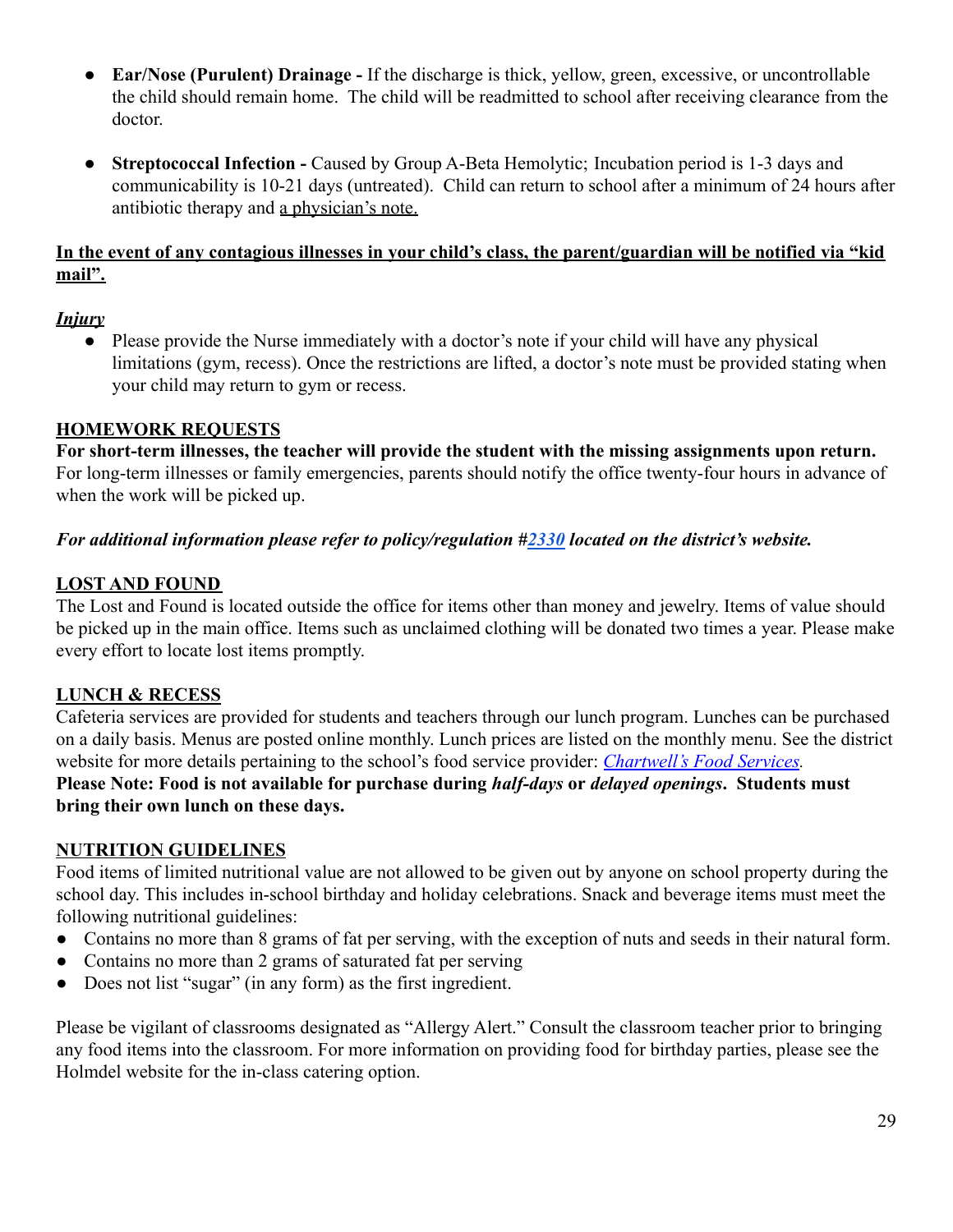- **Ear/Nose (Purulent) Drainage -** If the discharge is thick, yellow, green, excessive, or uncontrollable the child should remain home. The child will be readmitted to school after receiving clearance from the doctor.

- **Streptococcal Infection -** Caused by Group A-Beta Hemolytic; Incubation period is 1-3 days and communicability is 10-21 days (untreated). Child can return to school after a minimum of 24 hours after antibiotic therapy and <u>a physician's note.</u>

**<u>In the event of any contagious illnesses in your child's class, the parent/guardian will be notified via "kid mail".</u>**

***<u>Injury</u>***

- Please provide the Nurse immediately with a doctor's note if your child will have any physical limitations (gym, recess). Once the restrictions are lifted, a doctor's note must be provided stating when your child may return to gym or recess.

**<u>HOMEWORK REQUESTS</u>**

**For short-term illnesses, the teacher will provide the student with the missing assignments upon return.** For long-term illnesses or family emergencies, parents should notify the office twenty-four hours in advance of when the work will be picked up.

***For additional information please refer to policy/regulation #2330 located on the district's website.***

**<u>LOST AND FOUND</u>**

The Lost and Found is located outside the office for items other than money and jewelry. Items of value should be picked up in the main office. Items such as unclaimed clothing will be donated two times a year. Please make every effort to locate lost items promptly.

**<u>LUNCH & RECESS</u>**

Cafeteria services are provided for students and teachers through our lunch program. Lunches can be purchased on a daily basis. Menus are posted online monthly. Lunch prices are listed on the monthly menu. See the district website for more details pertaining to the school's food service provider: *Chartwell's Food Services.*

**Please Note: Food is not available for purchase during *half-days* or *delayed openings*. Students must bring their own lunch on these days.**

**<u>NUTRITION GUIDELINES</u>**

Food items of limited nutritional value are not allowed to be given out by anyone on school property during the school day. This includes in-school birthday and holiday celebrations. Snack and beverage items must meet the following nutritional guidelines:

- Contains no more than 8 grams of fat per serving, with the exception of nuts and seeds in their natural form.
- Contains no more than 2 grams of saturated fat per serving
- Does not list "sugar" (in any form) as the first ingredient.

Please be vigilant of classrooms designated as "Allergy Alert." Consult the classroom teacher prior to bringing any food items into the classroom. For more information on providing food for birthday parties, please see the Holmdel website for the in-class catering option.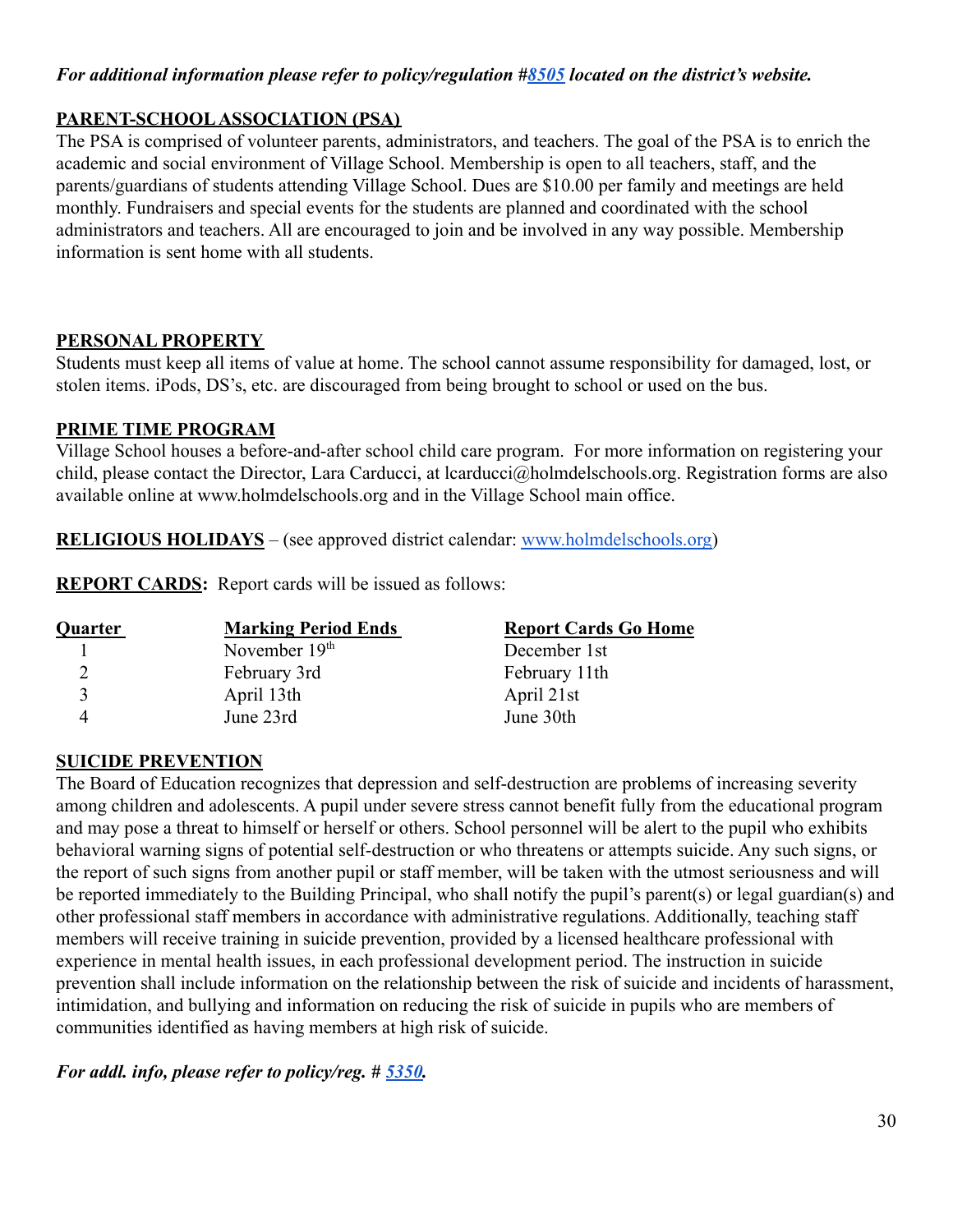***For additional information please refer to policy/regulation #[8505](8505) located on the district's website.***

## PARENT-SCHOOL ASSOCIATION (PSA)

The PSA is comprised of volunteer parents, administrators, and teachers. The goal of the PSA is to enrich the academic and social environment of Village School. Membership is open to all teachers, staff, and the parents/guardians of students attending Village School. Dues are $10.00 per family and meetings are held monthly. Fundraisers and special events for the students are planned and coordinated with the school administrators and teachers. All are encouraged to join and be involved in any way possible. Membership information is sent home with all students.

## PERSONAL PROPERTY

Students must keep all items of value at home. The school cannot assume responsibility for damaged, lost, or stolen items. iPods, DS's, etc. are discouraged from being brought to school or used on the bus.

## PRIME TIME PROGRAM

Village School houses a before-and-after school child care program. For more information on registering your child, please contact the Director, Lara Carducci, at lcarducci@holmdelschools.org. Registration forms are also available online at www.holmdelschools.org and in the Village School main office.

**RELIGIOUS HOLIDAYS** – (see approved district calendar: [www.holmdelschools.org](www.holmdelschools.org))

**REPORT CARDS:** Report cards will be issued as follows:

| Quarter | Marking Period Ends | Report Cards Go Home |
|---|---|---|
| 1 | November 19th | December 1st |
| 2 | February 3rd | February 11th |
| 3 | April 13th | April 21st |
| 4 | June 23rd | June 30th |

## SUICIDE PREVENTION

The Board of Education recognizes that depression and self-destruction are problems of increasing severity among children and adolescents. A pupil under severe stress cannot benefit fully from the educational program and may pose a threat to himself or herself or others. School personnel will be alert to the pupil who exhibits behavioral warning signs of potential self-destruction or who threatens or attempts suicide. Any such signs, or the report of such signs from another pupil or staff member, will be taken with the utmost seriousness and will be reported immediately to the Building Principal, who shall notify the pupil's parent(s) or legal guardian(s) and other professional staff members in accordance with administrative regulations. Additionally, teaching staff members will receive training in suicide prevention, provided by a licensed healthcare professional with experience in mental health issues, in each professional development period. The instruction in suicide prevention shall include information on the relationship between the risk of suicide and incidents of harassment, intimidation, and bullying and information on reducing the risk of suicide in pupils who are members of communities identified as having members at high risk of suicide.

***For addl. info, please refer to policy/reg. # [5350](5350).***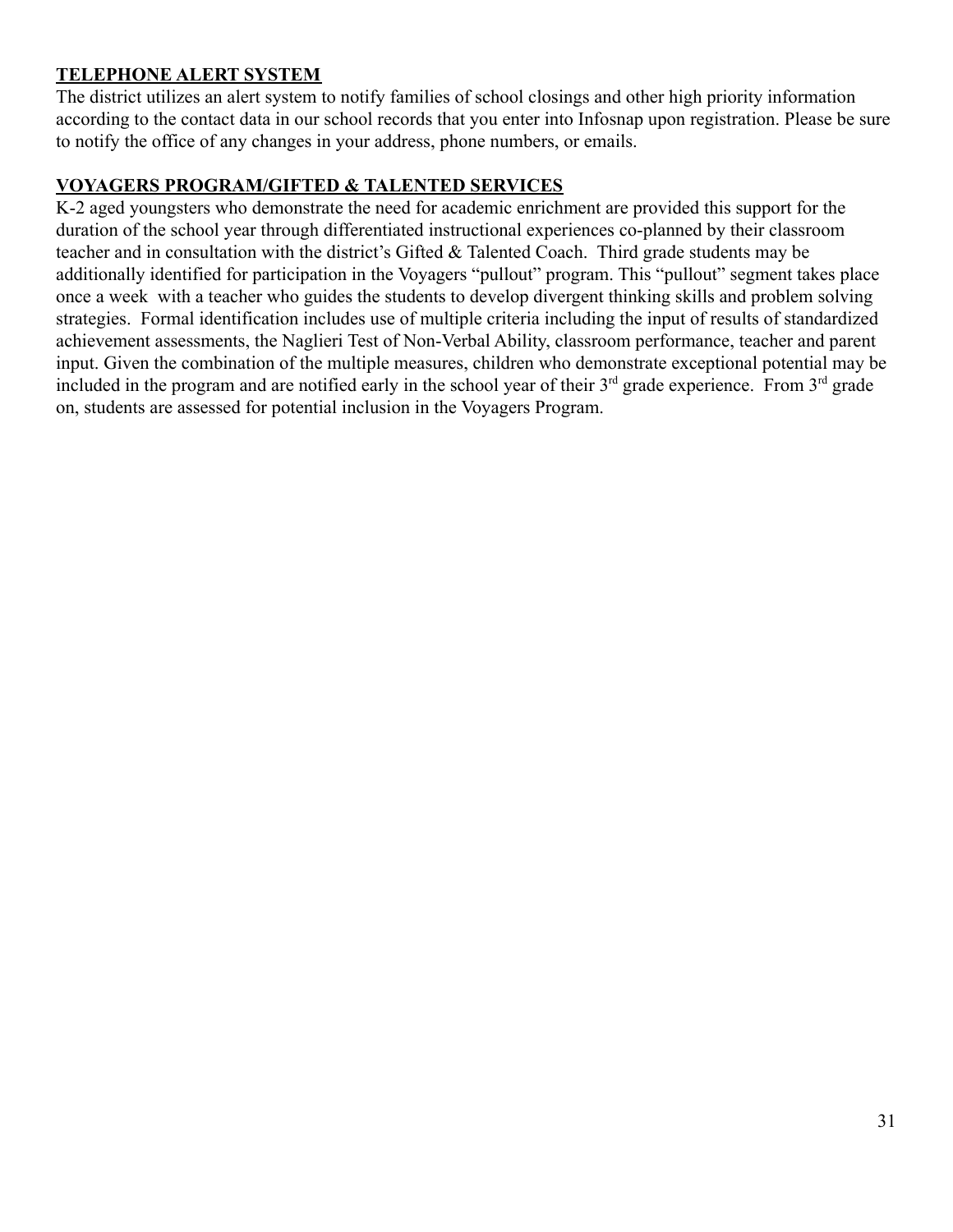## TELEPHONE ALERT SYSTEM

The district utilizes an alert system to notify families of school closings and other high priority information according to the contact data in our school records that you enter into Infosnap upon registration. Please be sure to notify the office of any changes in your address, phone numbers, or emails.

## VOYAGERS PROGRAM/GIFTED & TALENTED SERVICES

K-2 aged youngsters who demonstrate the need for academic enrichment are provided this support for the duration of the school year through differentiated instructional experiences co-planned by their classroom teacher and in consultation with the district's Gifted & Talented Coach. Third grade students may be additionally identified for participation in the Voyagers "pullout" program. This "pullout" segment takes place once a week with a teacher who guides the students to develop divergent thinking skills and problem solving strategies. Formal identification includes use of multiple criteria including the input of results of standardized achievement assessments, the Naglieri Test of Non-Verbal Ability, classroom performance, teacher and parent input. Given the combination of the multiple measures, children who demonstrate exceptional potential may be included in the program and are notified early in the school year of their 3rd grade experience. From 3rd grade on, students are assessed for potential inclusion in the Voyagers Program.